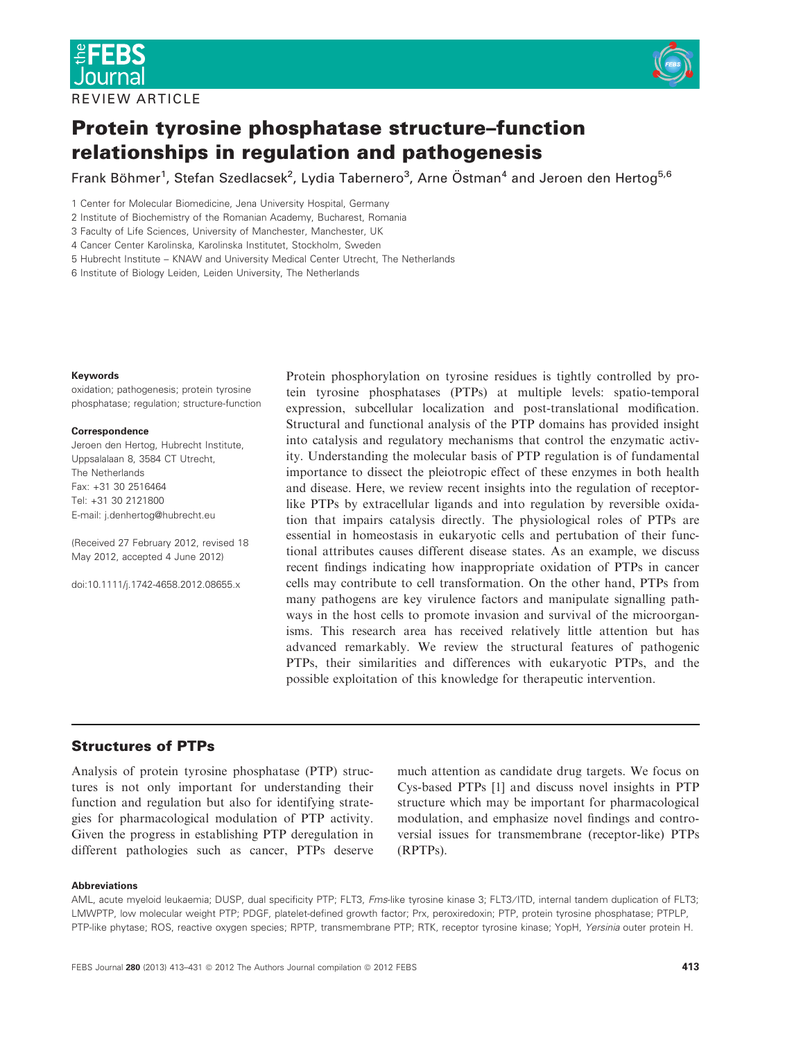REVIEW ARTICLE

# Protein tyrosine phosphatase structure–function relationships in regulation and pathogenesis

Frank Böhmer[1], Stefan Szedlacsek[2], Lydia Tabernero[3], Arne Östman[4] and Jeroen den Hertog[5,6]

1 Center for Molecular Biomedicine, Jena University Hospital, Germany
2 Institute of Biochemistry of the Romanian Academy, Bucharest, Romania
3 Faculty of Life Sciences, University of Manchester, Manchester, UK
4 Cancer Center Karolinska, Karolinska Institutet, Stockholm, Sweden
5 Hubrecht Institute – KNAW and University Medical Center Utrecht, The Netherlands
6 Institute of Biology Leiden, Leiden University, The Netherlands

**Keywords**
oxidation; pathogenesis; protein tyrosine phosphatase; regulation; structure-function

**Correspondence**
Jeroen den Hertog, Hubrecht Institute, Uppsalalaan 8, 3584 CT Utrecht, The Netherlands
Fax: +31 30 2516464
Tel: +31 30 2121800
E-mail: j.denhertog@hubrecht.eu

(Received 27 February 2012, revised 18 May 2012, accepted 4 June 2012)

doi:10.1111/j.1742-4658.2012.08655.x

Protein phosphorylation on tyrosine residues is tightly controlled by protein tyrosine phosphatases (PTPs) at multiple levels: spatio-temporal expression, subcellular localization and post-translational modification. Structural and functional analysis of the PTP domains has provided insight into catalysis and regulatory mechanisms that control the enzymatic activity. Understanding the molecular basis of PTP regulation is of fundamental importance to dissect the pleiotropic effect of these enzymes in both health and disease. Here, we review recent insights into the regulation of receptor-like PTPs by extracellular ligands and into regulation by reversible oxidation that impairs catalysis directly. The physiological roles of PTPs are essential in homeostasis in eukaryotic cells and pertubation of their functional attributes causes different disease states. As an example, we discuss recent findings indicating how inappropriate oxidation of PTPs in cancer cells may contribute to cell transformation. On the other hand, PTPs from many pathogens are key virulence factors and manipulate signalling pathways in the host cells to promote invasion and survival of the microorganisms. This research area has received relatively little attention but has advanced remarkably. We review the structural features of pathogenic PTPs, their similarities and differences with eukaryotic PTPs, and the possible exploitation of this knowledge for therapeutic intervention.

## Structures of PTPs

Analysis of protein tyrosine phosphatase (PTP) structures is not only important for understanding their function and regulation but also for identifying strategies for pharmacological modulation of PTP activity. Given the progress in establishing PTP deregulation in different pathologies such as cancer, PTPs deserve much attention as candidate drug targets. We focus on Cys-based PTPs [1] and discuss novel insights in PTP structure which may be important for pharmacological modulation, and emphasize novel findings and controversial issues for transmembrane (receptor-like) PTPs (RPTPs).

**Abbreviations**
AML, acute myeloid leukaemia; DUSP, dual specificity PTP; FLT3, *Fms*-like tyrosine kinase 3; FLT3/ITD, internal tandem duplication of FLT3; LMWPTP, low molecular weight PTP; PDGF, platelet-defined growth factor; Prx, peroxiredoxin; PTP, protein tyrosine phosphatase; PTPLP, PTP-like phytase; ROS, reactive oxygen species; RPTP, transmembrane PTP; RTK, receptor tyrosine kinase; YopH, *Yersinia* outer protein H.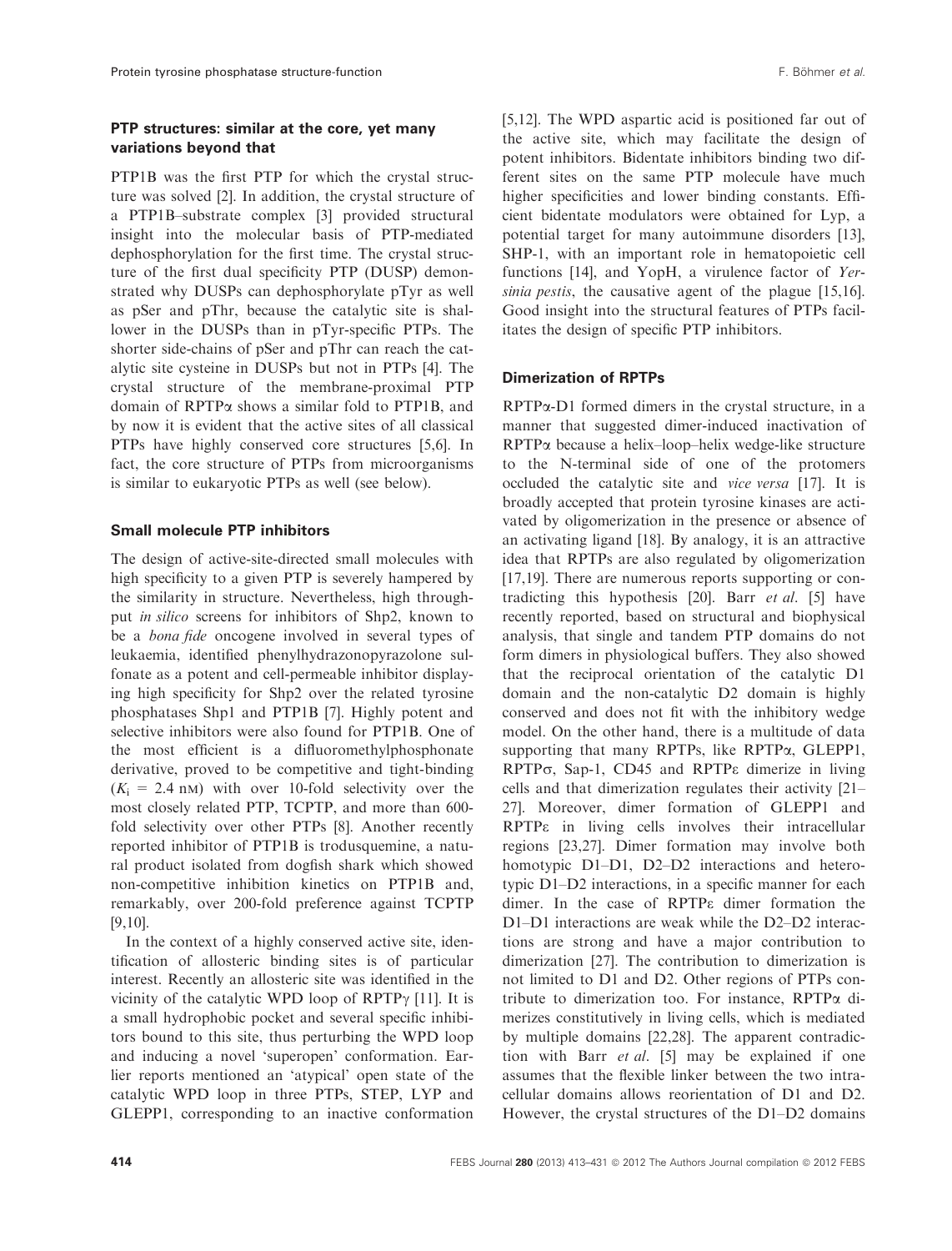## PTP structures: similar at the core, yet many variations beyond that

PTP1B was the first PTP for which the crystal structure was solved [2]. In addition, the crystal structure of a PTP1B–substrate complex [3] provided structural insight into the molecular basis of PTP-mediated dephosphorylation for the first time. The crystal structure of the first dual specificity PTP (DUSP) demonstrated why DUSPs can dephosphorylate pTyr as well as pSer and pThr, because the catalytic site is shallower in the DUSPs than in pTyr-specific PTPs. The shorter side-chains of pSer and pThr can reach the catalytic site cysteine in DUSPs but not in PTPs [4]. The crystal structure of the membrane-proximal PTP domain of RPTPα shows a similar fold to PTP1B, and by now it is evident that the active sites of all classical PTPs have highly conserved core structures [5,6]. In fact, the core structure of PTPs from microorganisms is similar to eukaryotic PTPs as well (see below).

## Small molecule PTP inhibitors

The design of active-site-directed small molecules with high specificity to a given PTP is severely hampered by the similarity in structure. Nevertheless, high throughput *in silico* screens for inhibitors of Shp2, known to be a *bona fide* oncogene involved in several types of leukaemia, identified phenylhydrazonopyrazolone sulfonate as a potent and cell-permeable inhibitor displaying high specificity for Shp2 over the related tyrosine phosphatases Shp1 and PTP1B [7]. Highly potent and selective inhibitors were also found for PTP1B. One of the most efficient is a difluoromethylphosphonate derivative, proved to be competitive and tight-binding ($K_i$ = 2.4 nM) with over 10-fold selectivity over the most closely related PTP, TCPTP, and more than 600-fold selectivity over other PTPs [8]. Another recently reported inhibitor of PTP1B is trodusquemine, a natural product isolated from dogfish shark which showed non-competitive inhibition kinetics on PTP1B and, remarkably, over 200-fold preference against TCPTP [9,10].

In the context of a highly conserved active site, identification of allosteric binding sites is of particular interest. Recently an allosteric site was identified in the vicinity of the catalytic WPD loop of RPTPγ [11]. It is a small hydrophobic pocket and several specific inhibitors bound to this site, thus perturbing the WPD loop and inducing a novel 'superopen' conformation. Earlier reports mentioned an 'atypical' open state of the catalytic WPD loop in three PTPs, STEP, LYP and GLEPP1, corresponding to an inactive conformation [5,12]. The WPD aspartic acid is positioned far out of the active site, which may facilitate the design of potent inhibitors. Bidentate inhibitors binding two different sites on the same PTP molecule have much higher specificities and lower binding constants. Efficient bidentate modulators were obtained for Lyp, a potential target for many autoimmune disorders [13], SHP-1, with an important role in hematopoietic cell functions [14], and YopH, a virulence factor of *Yersinia pestis*, the causative agent of the plague [15,16]. Good insight into the structural features of PTPs facilitates the design of specific PTP inhibitors.

## Dimerization of RPTPs

RPTPα-D1 formed dimers in the crystal structure, in a manner that suggested dimer-induced inactivation of RPTPα because a helix–loop–helix wedge-like structure to the N-terminal side of one of the protomers occluded the catalytic site and *vice versa* [17]. It is broadly accepted that protein tyrosine kinases are activated by oligomerization in the presence or absence of an activating ligand [18]. By analogy, it is an attractive idea that RPTPs are also regulated by oligomerization [17,19]. There are numerous reports supporting or contradicting this hypothesis [20]. Barr *et al*. [5] have recently reported, based on structural and biophysical analysis, that single and tandem PTP domains do not form dimers in physiological buffers. They also showed that the reciprocal orientation of the catalytic D1 domain and the non-catalytic D2 domain is highly conserved and does not fit with the inhibitory wedge model. On the other hand, there is a multitude of data supporting that many RPTPs, like RPTPα, GLEPP1, RPTPσ, Sap-1, CD45 and RPTPε dimerize in living cells and that dimerization regulates their activity [21–27]. Moreover, dimer formation of GLEPP1 and RPTPε in living cells involves their intracellular regions [23,27]. Dimer formation may involve both homotypic D1–D1, D2–D2 interactions and heterotypic D1–D2 interactions, in a specific manner for each dimer. In the case of RPTPε dimer formation the D1–D1 interactions are weak while the D2–D2 interactions are strong and have a major contribution to dimerization [27]. The contribution to dimerization is not limited to D1 and D2. Other regions of PTPs contribute to dimerization too. For instance, RPTPα dimerizes constitutively in living cells, which is mediated by multiple domains [22,28]. The apparent contradiction with Barr *et al*. [5] may be explained if one assumes that the flexible linker between the two intracellular domains allows reorientation of D1 and D2. However, the crystal structures of the D1–D2 domains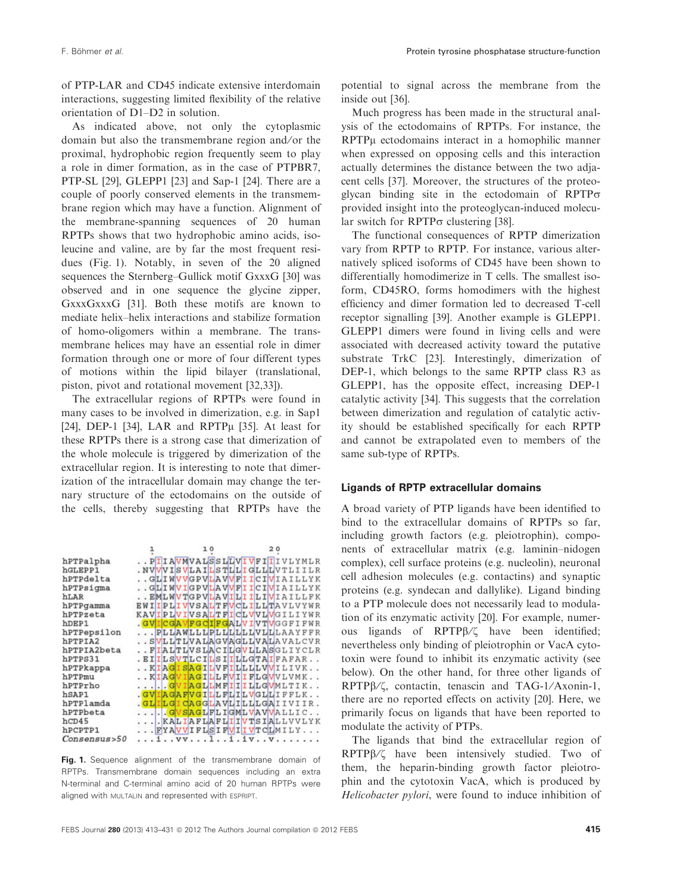of PTP-LAR and CD45 indicate extensive interdomain interactions, suggesting limited flexibility of the relative orientation of D1–D2 in solution.

As indicated above, not only the cytoplasmic domain but also the transmembrane region and/or the proximal, hydrophobic region frequently seem to play a role in dimer formation, as in the case of PTPBR7, PTP-SL [29], GLEPP1 [23] and Sap-1 [24]. There are a couple of poorly conserved elements in the transmembrane region which may have a function. Alignment of the membrane-spanning sequences of 20 human RPTPs shows that two hydrophobic amino acids, isoleucine and valine, are by far the most frequent residues (Fig. 1). Notably, in seven of the 20 aligned sequences the Sternberg–Gullick motif GxxxG [30] was observed and in one sequence the glycine zipper, GxxxGxxxG [31]. Both these motifs are known to mediate helix–helix interactions and stabilize formation of homo-oligomers within a membrane. The transmembrane helices may have an essential role in dimer formation through one or more of four different types of motions within the lipid bilayer (translational, piston, pivot and rotational movement [32,33]).

The extracellular regions of RPTPs were found in many cases to be involved in dimerization, e.g. in Sap1 [24], DEP-1 [34], LAR and RPTPμ [35]. At least for these RPTPs there is a strong case that dimerization of the whole molecule is triggered by dimerization of the extracellular region. It is interesting to note that dimerization of the intracellular domain may change the ternary structure of the ectodomains on the outside of the cells, thereby suggesting that RPTPs have the potential to signal across the membrane from the inside out [36].

```
                1        10        20
hPTPalpha     ..PIIAVMVALSSLLVIVFIIIVLYMLR
hGLEPP1       .NVVVISVLAILSTLLIGLLLVTLIILR
hPTPdelta     ..GLIWVVGPVLAVVFIICIVIAILLYK
hPTPsigma     ..GLIWVIGPVLAVVFIICIVIAILLYK
hLAR          ..EMLWVTGPVLAVILIILIVIAILLFK
hPTPgamma     EWIIPLIVVSALTFVCLILLIAVLVYWR
hPTPzeta      KAVIPLVIVSALTFICLVVLVGILIYWR
hDEP1         .GVICGAVFGCIFGALVIVTVGGFIFWR
hPTPepsilon   ...PLLAWLLLPLLLLLLVLLLAAYFFR
hPTPIA2       ..SVLLTLVALAGVAGLLVALAVALCVR
hPTPIA2beta   ..FIALTLVSLACILGVLLASGLIYCLR
hPTPS31       .EIILSVTLCILSIILLGTAIFAFAR..
hPTPkappa     ..KIAGISAGILVFILLLLVVILIVK..
hPTPmu        ..KIAGVIAGILLFVIIFLGVVLVMK..
hPTPrho       ....GVIAGLLMFIIILLGVMLTIK..
hSAP1         .GVIAGAFVGILLFLILVGLLIFFLK..
hPTPlamda     .GLILGICAGGLAVLILLLGAIIVIIR.
hPTPbeta      .....GVSAGLFLIGMLVAVVALLIC..
hCD45         ....KALIAFLAFLIIVTSIALLVVLYK
hPCPTP1       ...FYAVVIFLSIFVIIVTCLMILY...
Consensus>50  ...i..vv...l..i.iv...v......
```

**Fig. 1.** Sequence alignment of the transmembrane domain of RPTPs. Transmembrane domain sequences including an extra N-terminal and C-terminal amino acid of 20 human RPTPs were aligned with MULTALIN and represented with ESPRIPT.

Much progress has been made in the structural analysis of the ectodomains of RPTPs. For instance, the RPTPμ ectodomains interact in a homophilic manner when expressed on opposing cells and this interaction actually determines the distance between the two adjacent cells [37]. Moreover, the structures of the proteoglycan binding site in the ectodomain of RPTPσ provided insight into the proteoglycan-induced molecular switch for RPTPσ clustering [38].

The functional consequences of RPTP dimerization vary from RPTP to RPTP. For instance, various alternatively spliced isoforms of CD45 have been shown to differentially homodimerize in T cells. The smallest isoform, CD45RO, forms homodimers with the highest efficiency and dimer formation led to decreased T-cell receptor signalling [39]. Another example is GLEPP1. GLEPP1 dimers were found in living cells and were associated with decreased activity toward the putative substrate TrkC [23]. Interestingly, dimerization of DEP-1, which belongs to the same RPTP class R3 as GLEPP1, has the opposite effect, increasing DEP-1 catalytic activity [34]. This suggests that the correlation between dimerization and regulation of catalytic activity should be established specifically for each RPTP and cannot be extrapolated even to members of the same sub-type of RPTPs.

## Ligands of RPTP extracellular domains

A broad variety of PTP ligands have been identified to bind to the extracellular domains of RPTPs so far, including growth factors (e.g. pleiotrophin), components of extracellular matrix (e.g. laminin–nidogen complex), cell surface proteins (e.g. nucleolin), neuronal cell adhesion molecules (e.g. contactins) and synaptic proteins (e.g. syndecan and dallylike). Ligand binding to a PTP molecule does not necessarily lead to modulation of its enzymatic activity [20]. For example, numerous ligands of RPTPβ/ζ have been identified; nevertheless only binding of pleiotrophin or VacA cytotoxin were found to inhibit its enzymatic activity (see below). On the other hand, for the three other ligands of RPTPβ/ζ, contactin, tenascin and TAG-1/Axonin-1, there are no reported effects on activity [20]. Here, we primarily focus on ligands that have been reported to modulate the activity of PTPs.

The ligands that bind the extracellular region of RPTPβ/ζ have been intensively studied. Two of them, the heparin-binding growth factor pleiotrophin and the cytotoxin VacA, which is produced by *Helicobacter pylori*, were found to induce inhibition of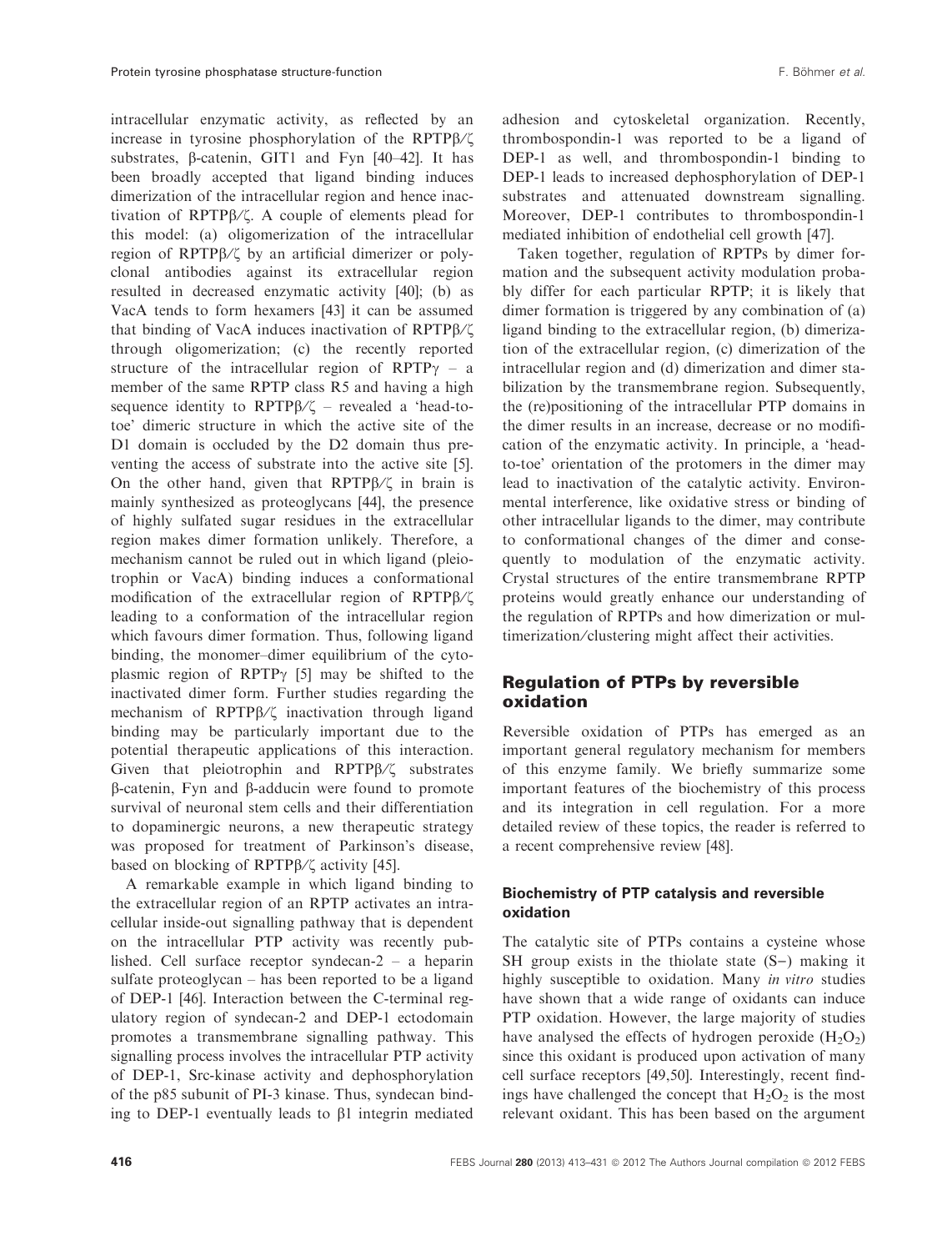intracellular enzymatic activity, as reflected by an increase in tyrosine phosphorylation of the RPTPβ/ζ substrates, β-catenin, GIT1 and Fyn [40–42]. It has been broadly accepted that ligand binding induces dimerization of the intracellular region and hence inactivation of RPTPβ/ζ. A couple of elements plead for this model: (a) oligomerization of the intracellular region of RPTPβ/ζ by an artificial dimerizer or polyclonal antibodies against its extracellular region resulted in decreased enzymatic activity [40]; (b) as VacA tends to form hexamers [43] it can be assumed that binding of VacA induces inactivation of RPTPβ/ζ through oligomerization; (c) the recently reported structure of the intracellular region of RPTPγ – a member of the same RPTP class R5 and having a high sequence identity to RPTPβ/ζ – revealed a 'head-to-toe' dimeric structure in which the active site of the D1 domain is occluded by the D2 domain thus preventing the access of substrate into the active site [5]. On the other hand, given that RPTPβ/ζ in brain is mainly synthesized as proteoglycans [44], the presence of highly sulfated sugar residues in the extracellular region makes dimer formation unlikely. Therefore, a mechanism cannot be ruled out in which ligand (pleiotrophin or VacA) binding induces a conformational modification of the extracellular region of RPTPβ/ζ leading to a conformation of the intracellular region which favours dimer formation. Thus, following ligand binding, the monomer–dimer equilibrium of the cytoplasmic region of RPTPγ [5] may be shifted to the inactivated dimer form. Further studies regarding the mechanism of RPTPβ/ζ inactivation through ligand binding may be particularly important due to the potential therapeutic applications of this interaction. Given that pleiotrophin and RPTPβ/ζ substrates β-catenin, Fyn and β-adducin were found to promote survival of neuronal stem cells and their differentiation to dopaminergic neurons, a new therapeutic strategy was proposed for treatment of Parkinson's disease, based on blocking of RPTPβ/ζ activity [45].

A remarkable example in which ligand binding to the extracellular region of an RPTP activates an intracellular inside-out signalling pathway that is dependent on the intracellular PTP activity was recently published. Cell surface receptor syndecan-2 – a heparin sulfate proteoglycan – has been reported to be a ligand of DEP-1 [46]. Interaction between the C-terminal regulatory region of syndecan-2 and DEP-1 ectodomain promotes a transmembrane signalling pathway. This signalling process involves the intracellular PTP activity of DEP-1, Src-kinase activity and dephosphorylation of the p85 subunit of PI-3 kinase. Thus, syndecan binding to DEP-1 eventually leads to β1 integrin mediated adhesion and cytoskeletal organization. Recently, thrombospondin-1 was reported to be a ligand of DEP-1 as well, and thrombospondin-1 binding to DEP-1 leads to increased dephosphorylation of DEP-1 substrates and attenuated downstream signalling. Moreover, DEP-1 contributes to thrombospondin-1 mediated inhibition of endothelial cell growth [47].

Taken together, regulation of RPTPs by dimer formation and the subsequent activity modulation probably differ for each particular RPTP; it is likely that dimer formation is triggered by any combination of (a) ligand binding to the extracellular region, (b) dimerization of the extracellular region, (c) dimerization of the intracellular region and (d) dimerization and dimer stabilization by the transmembrane region. Subsequently, the (re)positioning of the intracellular PTP domains in the dimer results in an increase, decrease or no modification of the enzymatic activity. In principle, a 'head-to-toe' orientation of the protomers in the dimer may lead to inactivation of the catalytic activity. Environmental interference, like oxidative stress or binding of other intracellular ligands to the dimer, may contribute to conformational changes of the dimer and consequently to modulation of the enzymatic activity. Crystal structures of the entire transmembrane RPTP proteins would greatly enhance our understanding of the regulation of RPTPs and how dimerization or multimerization/clustering might affect their activities.

## Regulation of PTPs by reversible oxidation

Reversible oxidation of PTPs has emerged as an important general regulatory mechanism for members of this enzyme family. We briefly summarize some important features of the biochemistry of this process and its integration in cell regulation. For a more detailed review of these topics, the reader is referred to a recent comprehensive review [48].

### Biochemistry of PTP catalysis and reversible oxidation

The catalytic site of PTPs contains a cysteine whose SH group exists in the thiolate state (S−) making it highly susceptible to oxidation. Many *in vitro* studies have shown that a wide range of oxidants can induce PTP oxidation. However, the large majority of studies have analysed the effects of hydrogen peroxide ($H_2O_2$) since this oxidant is produced upon activation of many cell surface receptors [49,50]. Interestingly, recent findings have challenged the concept that $H_2O_2$ is the most relevant oxidant. This has been based on the argument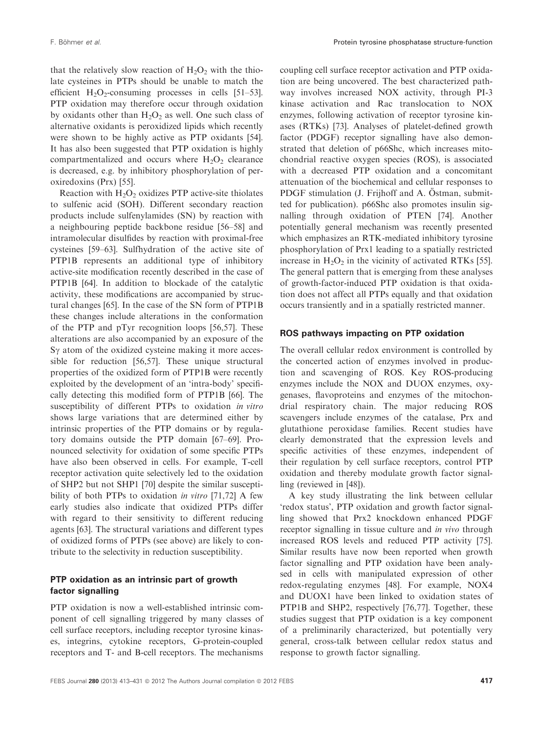that the relatively slow reaction of $H_2O_2$ with the thiolate cysteines in PTPs should be unable to match the efficient $H_2O_2$-consuming processes in cells [51–53]. PTP oxidation may therefore occur through oxidation by oxidants other than $H_2O_2$ as well. One such class of alternative oxidants is peroxidized lipids which recently were shown to be highly active as PTP oxidants [54]. It has also been suggested that PTP oxidation is highly compartmentalized and occurs where $H_2O_2$ clearance is decreased, e.g. by inhibitory phosphorylation of peroxiredoxins (Prx) [55].

Reaction with $H_2O_2$ oxidizes PTP active-site thiolates to sulfenic acid (SOH). Different secondary reaction products include sulfenylamides (SN) by reaction with a neighbouring peptide backbone residue [56–58] and intramolecular disulfides by reaction with proximal-free cysteines [59–63]. Sulfhydration of the active site of PTP1B represents an additional type of inhibitory active-site modification recently described in the case of PTP1B [64]. In addition to blockade of the catalytic activity, these modifications are accompanied by structural changes [65]. In the case of the SN form of PTP1B these changes include alterations in the conformation of the PTP and pTyr recognition loops [56,57]. These alterations are also accompanied by an exposure of the Sγ atom of the oxidized cysteine making it more accessible for reduction [56,57]. These unique structural properties of the oxidized form of PTP1B were recently exploited by the development of an 'intra-body' specifically detecting this modified form of PTP1B [66]. The susceptibility of different PTPs to oxidation *in vitro* shows large variations that are determined either by intrinsic properties of the PTP domains or by regulatory domains outside the PTP domain [67–69]. Pronounced selectivity for oxidation of some specific PTPs have also been observed in cells. For example, T-cell receptor activation quite selectively led to the oxidation of SHP2 but not SHP1 [70] despite the similar susceptibility of both PTPs to oxidation *in vitro* [71,72] A few early studies also indicate that oxidized PTPs differ with regard to their sensitivity to different reducing agents [63]. The structural variations and different types of oxidized forms of PTPs (see above) are likely to contribute to the selectivity in reduction susceptibility.

## PTP oxidation as an intrinsic part of growth factor signalling

PTP oxidation is now a well-established intrinsic component of cell signalling triggered by many classes of cell surface receptors, including receptor tyrosine kinases, integrins, cytokine receptors, G-protein-coupled receptors and T- and B-cell receptors. The mechanisms coupling cell surface receptor activation and PTP oxidation are being uncovered. The best characterized pathway involves increased NOX activity, through PI-3 kinase activation and Rac translocation to NOX enzymes, following activation of receptor tyrosine kinases (RTKs) [73]. Analyses of platelet-defined growth factor (PDGF) receptor signalling have also demonstrated that deletion of p66Shc, which increases mitochondrial reactive oxygen species (ROS), is associated with a decreased PTP oxidation and a concomitant attenuation of the biochemical and cellular responses to PDGF stimulation (J. Frijhoff and A. Östman, submitted for publication). p66Shc also promotes insulin signalling through oxidation of PTEN [74]. Another potentially general mechanism was recently presented which emphasizes an RTK-mediated inhibitory tyrosine phosphorylation of Prx1 leading to a spatially restricted increase in $H_2O_2$ in the vicinity of activated RTKs [55]. The general pattern that is emerging from these analyses of growth-factor-induced PTP oxidation is that oxidation does not affect all PTPs equally and that oxidation occurs transiently and in a spatially restricted manner.

## ROS pathways impacting on PTP oxidation

The overall cellular redox environment is controlled by the concerted action of enzymes involved in production and scavenging of ROS. Key ROS-producing enzymes include the NOX and DUOX enzymes, oxygenases, flavoproteins and enzymes of the mitochondrial respiratory chain. The major reducing ROS scavengers include enzymes of the catalase, Prx and glutathione peroxidase families. Recent studies have clearly demonstrated that the expression levels and specific activities of these enzymes, independent of their regulation by cell surface receptors, control PTP oxidation and thereby modulate growth factor signalling (reviewed in [48]).

A key study illustrating the link between cellular 'redox status', PTP oxidation and growth factor signalling showed that Prx2 knockdown enhanced PDGF receptor signalling in tissue culture and *in vivo* through increased ROS levels and reduced PTP activity [75]. Similar results have now been reported when growth factor signalling and PTP oxidation have been analysed in cells with manipulated expression of other redox-regulating enzymes [48]. For example, NOX4 and DUOX1 have been linked to oxidation states of PTP1B and SHP2, respectively [76,77]. Together, these studies suggest that PTP oxidation is a key component of a preliminarily characterized, but potentially very general, cross-talk between cellular redox status and response to growth factor signalling.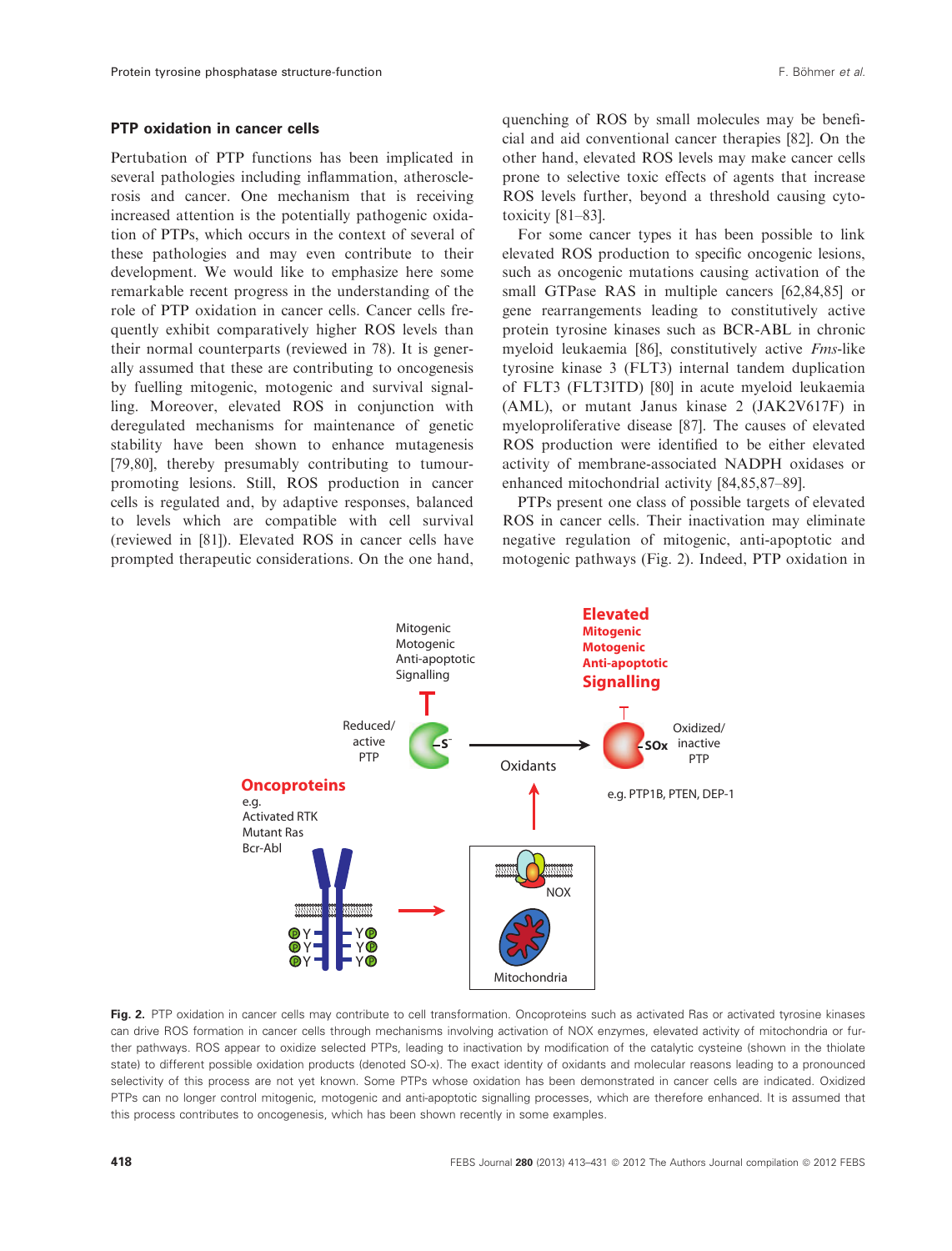### PTP oxidation in cancer cells

Pertubation of PTP functions has been implicated in several pathologies including inflammation, atherosclerosis and cancer. One mechanism that is receiving increased attention is the potentially pathogenic oxidation of PTPs, which occurs in the context of several of these pathologies and may even contribute to their development. We would like to emphasize here some remarkable recent progress in the understanding of the role of PTP oxidation in cancer cells. Cancer cells frequently exhibit comparatively higher ROS levels than their normal counterparts (reviewed in 78). It is generally assumed that these are contributing to oncogenesis by fuelling mitogenic, motogenic and survival signalling. Moreover, elevated ROS in conjunction with deregulated mechanisms for maintenance of genetic stability have been shown to enhance mutagenesis [79,80], thereby presumably contributing to tumour-promoting lesions. Still, ROS production in cancer cells is regulated and, by adaptive responses, balanced to levels which are compatible with cell survival (reviewed in [81]). Elevated ROS in cancer cells have prompted therapeutic considerations. On the one hand, quenching of ROS by small molecules may be beneficial and aid conventional cancer therapies [82]. On the other hand, elevated ROS levels may make cancer cells prone to selective toxic effects of agents that increase ROS levels further, beyond a threshold causing cytotoxicity [81–83].

For some cancer types it has been possible to link elevated ROS production to specific oncogenic lesions, such as oncogenic mutations causing activation of the small GTPase RAS in multiple cancers [62,84,85] or gene rearrangements leading to constitutively active protein tyrosine kinases such as BCR-ABL in chronic myeloid leukaemia [86], constitutively active *Fms*-like tyrosine kinase 3 (FLT3) internal tandem duplication of FLT3 (FLT3ITD) [80] in acute myeloid leukaemia (AML), or mutant Janus kinase 2 (JAK2V617F) in myeloproliferative disease [87]. The causes of elevated ROS production were identified to be either elevated activity of membrane-associated NADPH oxidases or enhanced mitochondrial activity [84,85,87–89].

PTPs present one class of possible targets of elevated ROS in cancer cells. Their inactivation may eliminate negative regulation of mitogenic, anti-apoptotic and motogenic pathways (Fig. 2). Indeed, PTP oxidation in

**Fig. 2.** PTP oxidation in cancer cells may contribute to cell transformation. Oncoproteins such as activated Ras or activated tyrosine kinases can drive ROS formation in cancer cells through mechanisms involving activation of NOX enzymes, elevated activity of mitochondria or further pathways. ROS appear to oxidize selected PTPs, leading to inactivation by modification of the catalytic cysteine (shown in the thiolate state) to different possible oxidation products (denoted SO-x). The exact identity of oxidants and molecular reasons leading to a pronounced selectivity of this process are not yet known. Some PTPs whose oxidation has been demonstrated in cancer cells are indicated. Oxidized PTPs can no longer control mitogenic, motogenic and anti-apoptotic signalling processes, which are therefore enhanced. It is assumed that this process contributes to oncogenesis, which has been shown recently in some examples.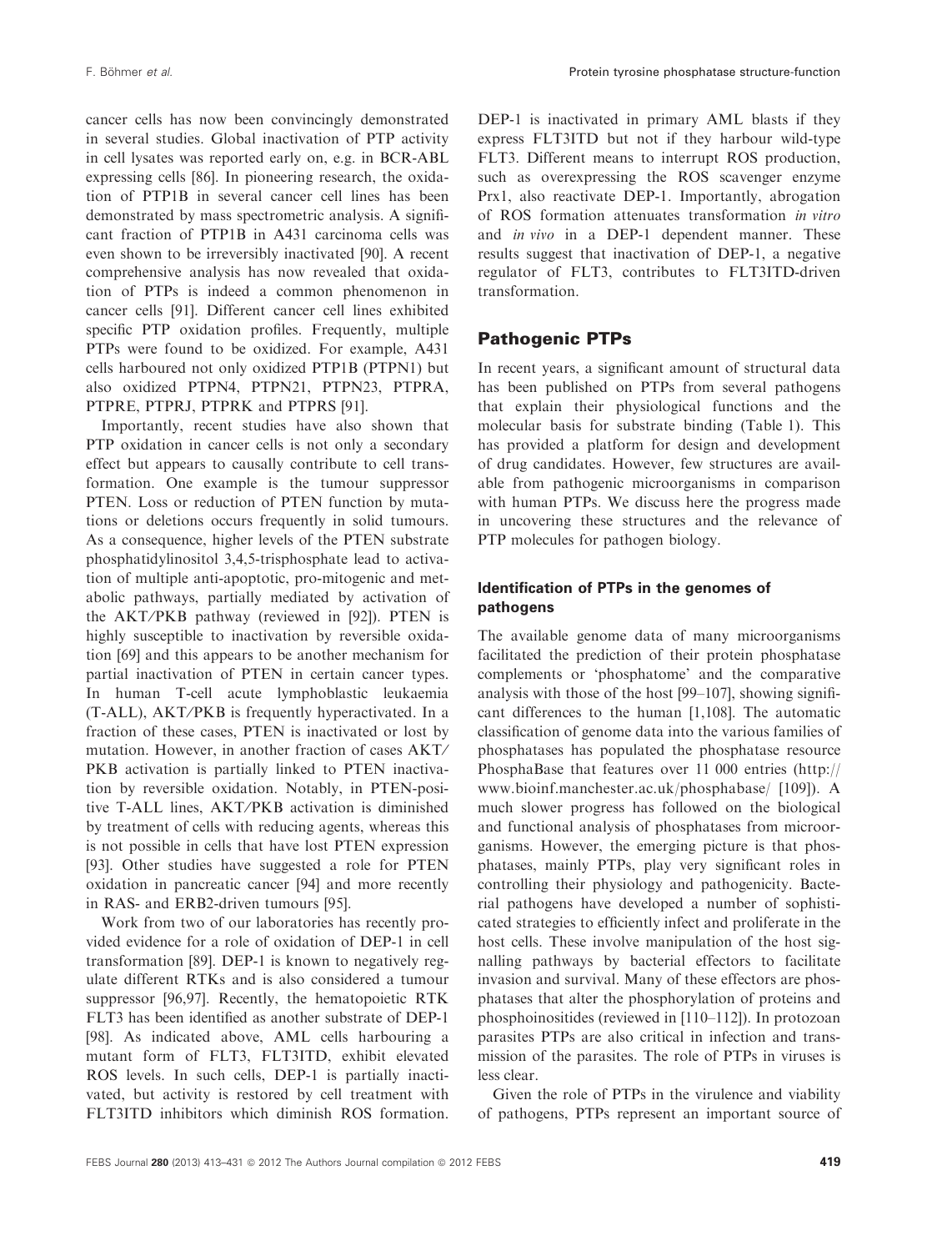cancer cells has now been convincingly demonstrated in several studies. Global inactivation of PTP activity in cell lysates was reported early on, e.g. in BCR-ABL expressing cells [86]. In pioneering research, the oxidation of PTP1B in several cancer cell lines has been demonstrated by mass spectrometric analysis. A significant fraction of PTP1B in A431 carcinoma cells was even shown to be irreversibly inactivated [90]. A recent comprehensive analysis has now revealed that oxidation of PTPs is indeed a common phenomenon in cancer cells [91]. Different cancer cell lines exhibited specific PTP oxidation profiles. Frequently, multiple PTPs were found to be oxidized. For example, A431 cells harboured not only oxidized PTP1B (PTPN1) but also oxidized PTPN4, PTPN21, PTPN23, PTPRA, PTPRE, PTPRJ, PTPRK and PTPRS [91].

Importantly, recent studies have also shown that PTP oxidation in cancer cells is not only a secondary effect but appears to causally contribute to cell transformation. One example is the tumour suppressor PTEN. Loss or reduction of PTEN function by mutations or deletions occurs frequently in solid tumours. As a consequence, higher levels of the PTEN substrate phosphatidylinositol 3,4,5-trisphosphate lead to activation of multiple anti-apoptotic, pro-mitogenic and metabolic pathways, partially mediated by activation of the AKT/PKB pathway (reviewed in [92]). PTEN is highly susceptible to inactivation by reversible oxidation [69] and this appears to be another mechanism for partial inactivation of PTEN in certain cancer types. In human T-cell acute lymphoblastic leukaemia (T-ALL), AKT/PKB is frequently hyperactivated. In a fraction of these cases, PTEN is inactivated or lost by mutation. However, in another fraction of cases AKT/PKB activation is partially linked to PTEN inactivation by reversible oxidation. Notably, in PTEN-positive T-ALL lines, AKT/PKB activation is diminished by treatment of cells with reducing agents, whereas this is not possible in cells that have lost PTEN expression [93]. Other studies have suggested a role for PTEN oxidation in pancreatic cancer [94] and more recently in RAS- and ERB2-driven tumours [95].

Work from two of our laboratories has recently provided evidence for a role of oxidation of DEP-1 in cell transformation [89]. DEP-1 is known to negatively regulate different RTKs and is also considered a tumour suppressor [96,97]. Recently, the hematopoietic RTK FLT3 has been identified as another substrate of DEP-1 [98]. As indicated above, AML cells harbouring a mutant form of FLT3, FLT3ITD, exhibit elevated ROS levels. In such cells, DEP-1 is partially inactivated, but activity is restored by cell treatment with FLT3ITD inhibitors which diminish ROS formation. DEP-1 is inactivated in primary AML blasts if they express FLT3ITD but not if they harbour wild-type FLT3. Different means to interrupt ROS production, such as overexpressing the ROS scavenger enzyme Prx1, also reactivate DEP-1. Importantly, abrogation of ROS formation attenuates transformation *in vitro* and *in vivo* in a DEP-1 dependent manner. These results suggest that inactivation of DEP-1, a negative regulator of FLT3, contributes to FLT3ITD-driven transformation.

## Pathogenic PTPs

In recent years, a significant amount of structural data has been published on PTPs from several pathogens that explain their physiological functions and the molecular basis for substrate binding (Table 1). This has provided a platform for design and development of drug candidates. However, few structures are available from pathogenic microorganisms in comparison with human PTPs. We discuss here the progress made in uncovering these structures and the relevance of PTP molecules for pathogen biology.

### Identification of PTPs in the genomes of pathogens

The available genome data of many microorganisms facilitated the prediction of their protein phosphatase complements or 'phosphatome' and the comparative analysis with those of the host [99–107], showing significant differences to the human [1,108]. The automatic classification of genome data into the various families of phosphatases has populated the phosphatase resource PhosphaBase that features over 11 000 entries (http://www.bioinf.manchester.ac.uk/phosphabase/ [109]). A much slower progress has followed on the biological and functional analysis of phosphatases from microorganisms. However, the emerging picture is that phosphatases, mainly PTPs, play very significant roles in controlling their physiology and pathogenicity. Bacterial pathogens have developed a number of sophisticated strategies to efficiently infect and proliferate in the host cells. These involve manipulation of the host signalling pathways by bacterial effectors to facilitate invasion and survival. Many of these effectors are phosphatases that alter the phosphorylation of proteins and phosphoinositides (reviewed in [110–112]). In protozoan parasites PTPs are also critical in infection and transmission of the parasites. The role of PTPs in viruses is less clear.

Given the role of PTPs in the virulence and viability of pathogens, PTPs represent an important source of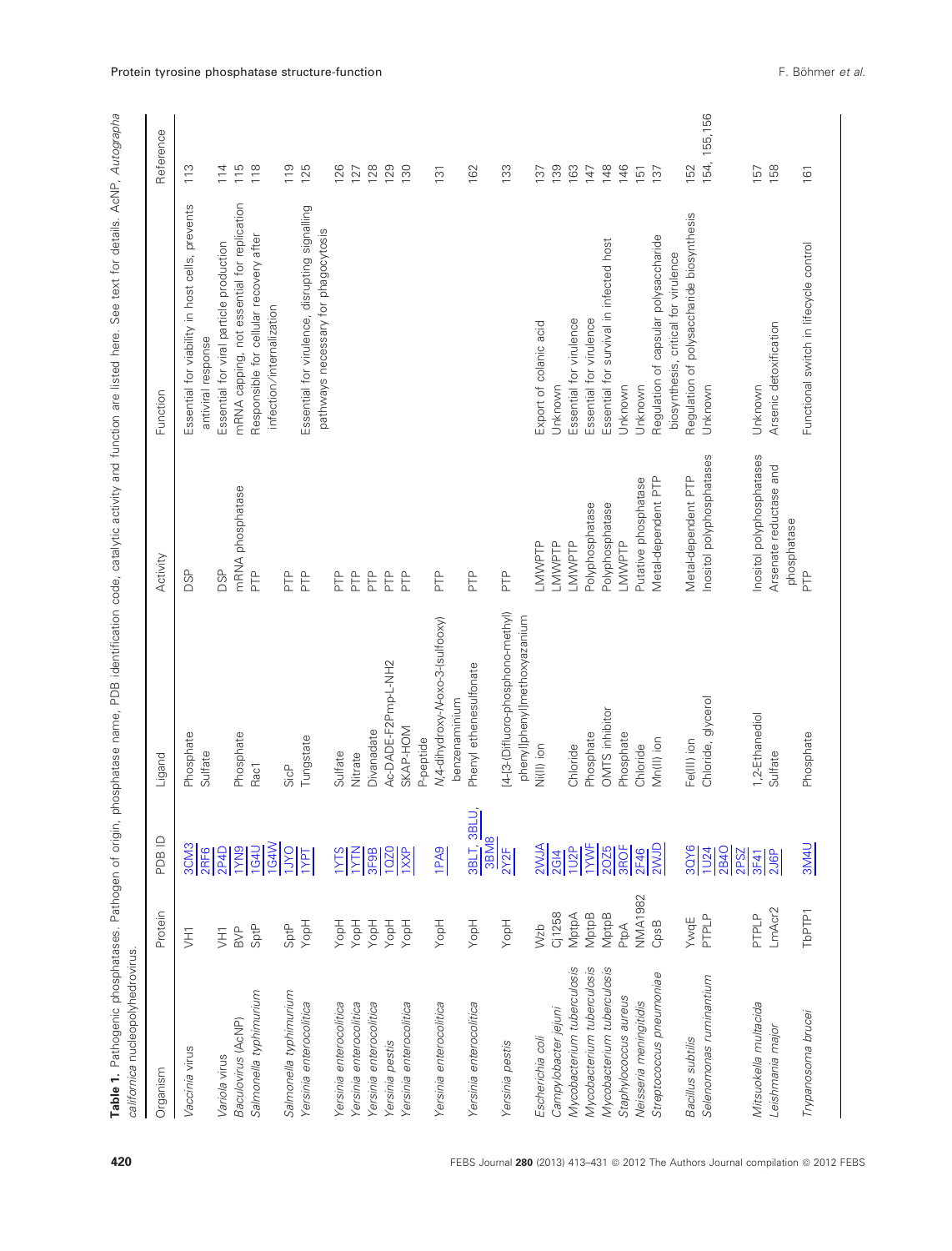**Table 1.** Pathogenic phosphatases. Pathogen of origin, phosphatase name, PDB identification code, catalytic activity and function are listed here. See text for details. AcNP, *Autographa californica* nucleopolyhedrovirus.

| Organism | Protein | PDB ID | Ligand | Activity | Function | Reference |
|---|---|---|---|---|---|---|
| *Vaccinia* virus | VH1 | 3CM3<br>2RF6 | Phosphate<br>Sulfate | DSP | Essential for viability in host cells, prevents antiviral response | 113 |
| *Variola* virus | VH1 | 2P4D | | DSP | Essential for viral particle production | 114 |
| Baculovirus (AcNP) | BVP | 1YN9 | Phosphate | mRNA phosphatase | mRNA capping, not essential for replication | 115 |
| *Salmonella typhimurium* | SptP | 1G4U<br>1G4W | Rac1 | PTP | Responsible for cellular recovery after infection/internalization | 118 |
| *Salmonella typhimurium* | SptP | 1JYO | SicP | PTP | | 119 |
| *Yersinia enterocolitica* | YopH | 1YPT | Tungstate | PTP | Essential for virulence, disrupting signalling pathways necessary for phagocytosis | 125 |
| *Yersinia enterocolitica* | YopH | 1YTS | Sulfate | PTP | | 126 |
| *Yersinia enterocolitica* | YopH | 1YTN | Nitrate | PTP | | 127 |
| *Yersinia pestis* | YopH | 3F9B | Divanadate | PTP | | 128 |
| *Yersinia enterocolitica* | YopH | 1QZ0 | Ac-DADE-F2Pmp-L-NH2 | PTP | | 129 |
| *Yersinia enterocolitica* | YopH | 1XXP | SKAP-HOM P-peptide | PTP | | 130 |
| *Yersinia enterocolitica* | YopH | 1PA9 | N,4-dihydroxy-N-oxo-3-(sulfooxy) benzenaminium | PTP | | 131 |
| *Yersinia enterocolitica* | YopH | 3BLT, 3BLU, 3BM8 | Phenyl ethenesulfonate | PTP | | 162 |
| *Yersinia pestis* | YopH | 2Y2F | [4-(3-(Difluoro-phosphono-methyl) phenyl)phenyl]methoxyazanium | PTP | | 133 |
| *Escherichia coli* | Wzb | 2WJA | Ni(II) ion | LMWPTP | Export of colanic acid | 137 |
| *Campylobacter jejuni* | Cj1258 | 2GI4 | | LMWPTP | Unknown | 139 |
| *Mycobacterium tuberculosis* | MptpA | 1U2P | Chloride | LMWPTP | Essential for virulence | 163 |
| *Mycobacterium tuberculosis* | MptpB | 1YWF | Phosphate | Polyphosphatase | Essential for virulence | 147 |
| *Mycobacterium tuberculosis* | MptpB | 2OZ5 | OMTS inhibitor | Polyphosphatase | Essential for survival in infected host | 148 |
| *Staphylococcus aureus* | PtpA | 3ROF | Phosphate | LMWPTP | Unknown | 146 |
| *Neisseria meningitidis* | NMA1982 | 2F46 | Chloride | Putative phosphatase | Unknown | 151 |
| *Streptococcus pneumoniae* | CpsB | 2WJD | Mn(II) ion | Metal-dependent PTP | Regulation of capsular polysaccharide biosynthesis, critical for virulence | 137 |
| *Bacillus subtilis* | YwqE | 3QY6 | Fe(III) ion | Metal-dependent PTP | Regulation of polysaccharide biosynthesis | 152 |
| *Selenomonas ruminantium* | PTPLP | 1U24<br>2B4O<br>2PSZ | Chloride, glycerol | Inositol polyphosphatases | Unknown | 154, 155,156 |
| *Mitsuokella multacida* | PTPLP | 3F41 | 1,2-Ethanediol | Inositol polyphosphatases | Unknown | 157 |
| *Leishmania major* | LmAcr2 | 2J6P | Sulfate | Arsenate reductase and phosphatase | Arsenic detoxification | 158 |
| *Trypanosoma brucei* | TbPTP1 | 3M4U | Phosphate | PTP | Functional switch in lifecycle control | 161 |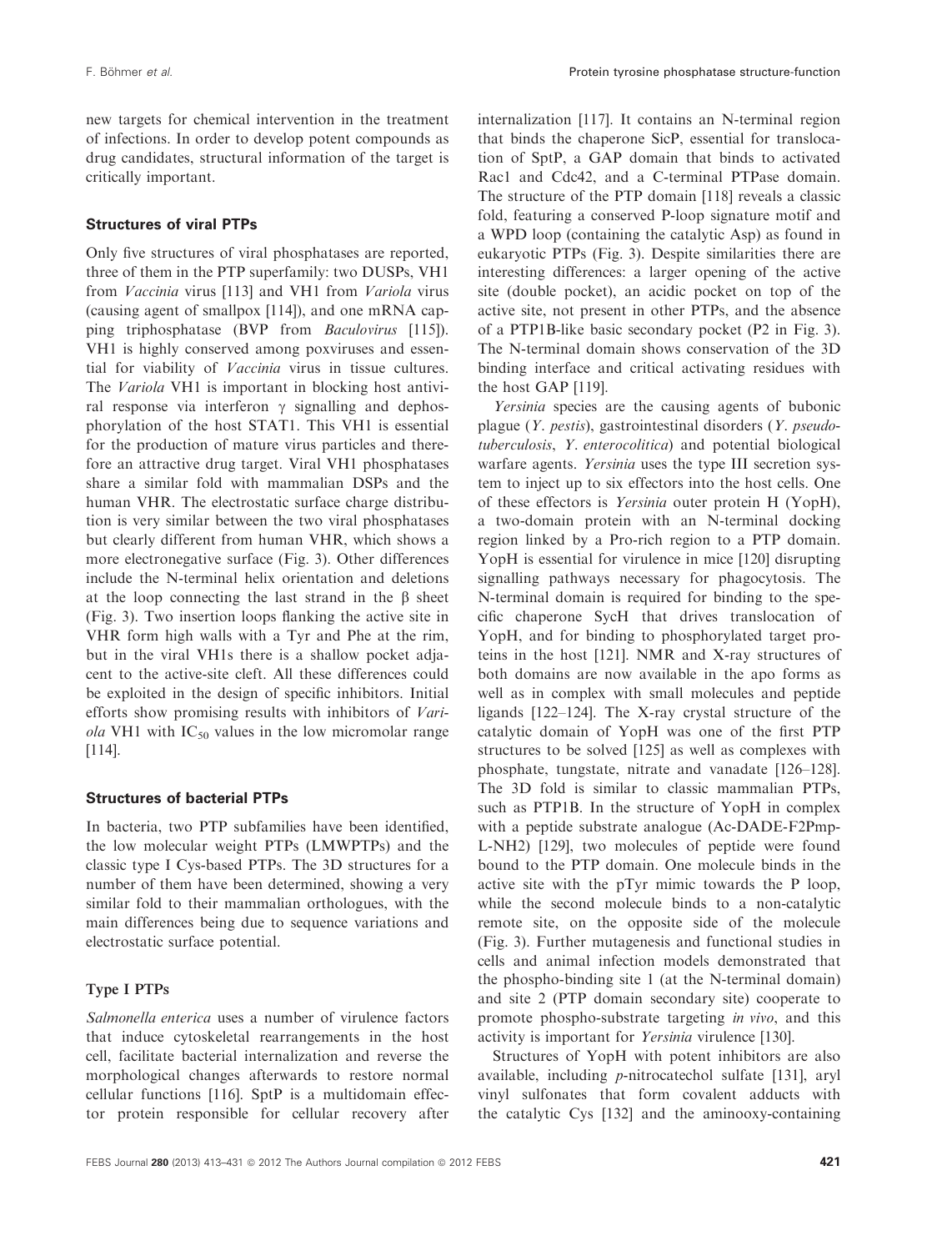new targets for chemical intervention in the treatment of infections. In order to develop potent compounds as drug candidates, structural information of the target is critically important.

### Structures of viral PTPs

Only five structures of viral phosphatases are reported, three of them in the PTP superfamily: two DUSPs, VH1 from *Vaccinia* virus [113] and VH1 from *Variola* virus (causing agent of smallpox [114]), and one mRNA capping triphosphatase (BVP from *Baculovirus* [115]). VH1 is highly conserved among poxviruses and essential for viability of *Vaccinia* virus in tissue cultures. The *Variola* VH1 is important in blocking host antiviral response via interferon γ signalling and dephosphorylation of the host STAT1. This VH1 is essential for the production of mature virus particles and therefore an attractive drug target. Viral VH1 phosphatases share a similar fold with mammalian DSPs and the human VHR. The electrostatic surface charge distribution is very similar between the two viral phosphatases but clearly different from human VHR, which shows a more electronegative surface (Fig. 3). Other differences include the N-terminal helix orientation and deletions at the loop connecting the last strand in the β sheet (Fig. 3). Two insertion loops flanking the active site in VHR form high walls with a Tyr and Phe at the rim, but in the viral VH1s there is a shallow pocket adjacent to the active-site cleft. All these differences could be exploited in the design of specific inhibitors. Initial efforts show promising results with inhibitors of *Variola* VH1 with $IC_{50}$ values in the low micromolar range [114].

### Structures of bacterial PTPs

In bacteria, two PTP subfamilies have been identified, the low molecular weight PTPs (LMWPTPs) and the classic type I Cys-based PTPs. The 3D structures for a number of them have been determined, showing a very similar fold to their mammalian orthologues, with the main differences being due to sequence variations and electrostatic surface potential.

#### Type I PTPs

*Salmonella enterica* uses a number of virulence factors that induce cytoskeletal rearrangements in the host cell, facilitate bacterial internalization and reverse the morphological changes afterwards to restore normal cellular functions [116]. SptP is a multidomain effector protein responsible for cellular recovery after internalization [117]. It contains an N-terminal region that binds the chaperone SicP, essential for translocation of SptP, a GAP domain that binds to activated Rac1 and Cdc42, and a C-terminal PTPase domain. The structure of the PTP domain [118] reveals a classic fold, featuring a conserved P-loop signature motif and a WPD loop (containing the catalytic Asp) as found in eukaryotic PTPs (Fig. 3). Despite similarities there are interesting differences: a larger opening of the active site (double pocket), an acidic pocket on top of the active site, not present in other PTPs, and the absence of a PTP1B-like basic secondary pocket (P2 in Fig. 3). The N-terminal domain shows conservation of the 3D binding interface and critical activating residues with the host GAP [119].

*Yersinia* species are the causing agents of bubonic plague (*Y. pestis*), gastrointestinal disorders (*Y. pseudotuberculosis*, *Y. enterocolitica*) and potential biological warfare agents. *Yersinia* uses the type III secretion system to inject up to six effectors into the host cells. One of these effectors is *Yersinia* outer protein H (YopH), a two-domain protein with an N-terminal docking region linked by a Pro-rich region to a PTP domain. YopH is essential for virulence in mice [120] disrupting signalling pathways necessary for phagocytosis. The N-terminal domain is required for binding to the specific chaperone SycH that drives translocation of YopH, and for binding to phosphorylated target proteins in the host [121]. NMR and X-ray structures of both domains are now available in the apo forms as well as in complex with small molecules and peptide ligands [122–124]. The X-ray crystal structure of the catalytic domain of YopH was one of the first PTP structures to be solved [125] as well as complexes with phosphate, tungstate, nitrate and vanadate [126–128]. The 3D fold is similar to classic mammalian PTPs, such as PTP1B. In the structure of YopH in complex with a peptide substrate analogue (Ac-DADE-F2Pmp-L-NH2) [129], two molecules of peptide were found bound to the PTP domain. One molecule binds in the active site with the pTyr mimic towards the P loop, while the second molecule binds to a non-catalytic remote site, on the opposite side of the molecule (Fig. 3). Further mutagenesis and functional studies in cells and animal infection models demonstrated that the phospho-binding site 1 (at the N-terminal domain) and site 2 (PTP domain secondary site) cooperate to promote phospho-substrate targeting *in vivo*, and this activity is important for *Yersinia* virulence [130].

Structures of YopH with potent inhibitors are also available, including *p*-nitrocatechol sulfate [131], aryl vinyl sulfonates that form covalent adducts with the catalytic Cys [132] and the aminooxy-containing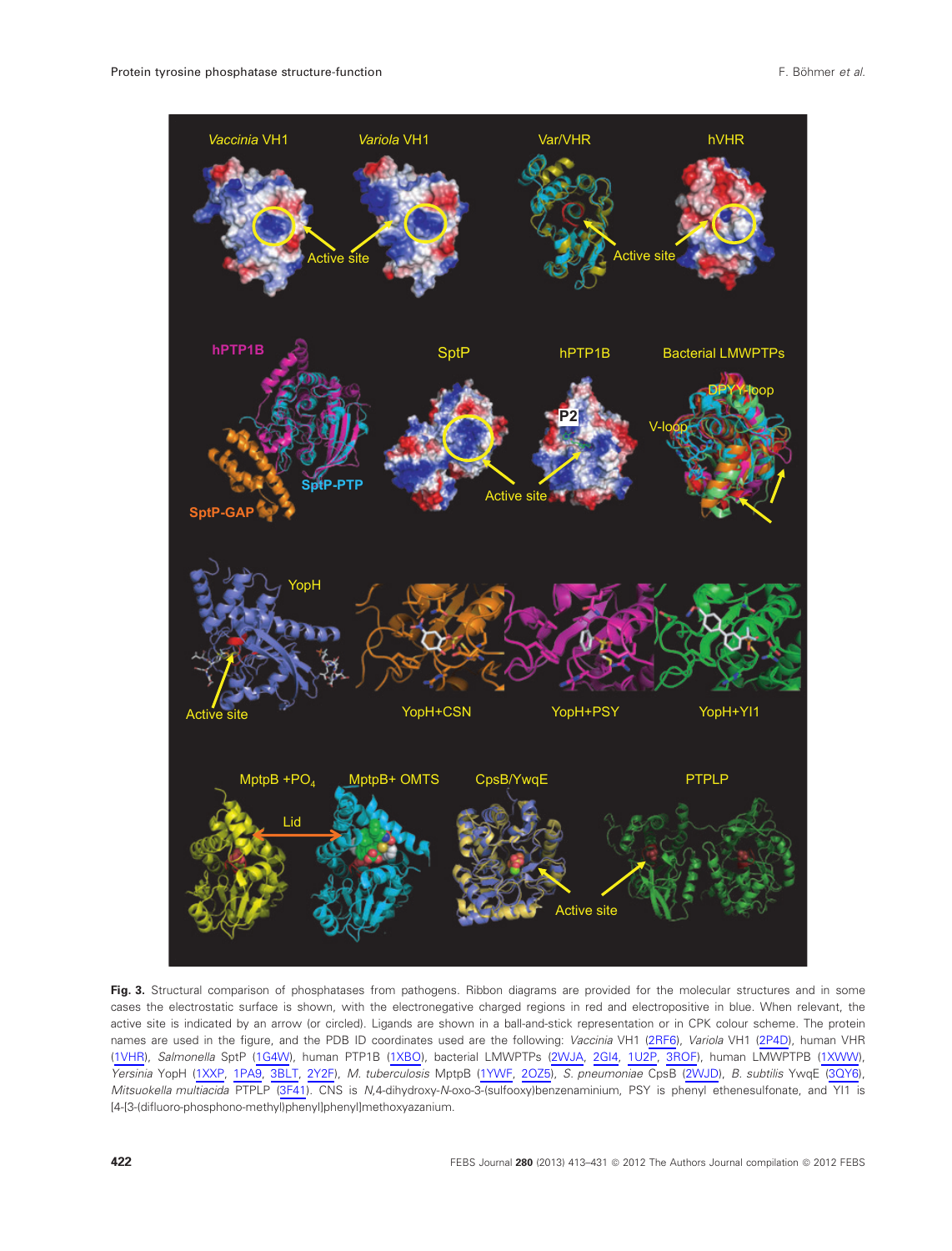**Fig. 3.** Structural comparison of phosphatases from pathogens. Ribbon diagrams are provided for the molecular structures and in some cases the electrostatic surface is shown, with the electronegative charged regions in red and electropositive in blue. When relevant, the active site is indicated by an arrow (or circled). Ligands are shown in a ball-and-stick representation or in CPK colour scheme. The protein names are used in the figure, and the PDB ID coordinates used are the following: *Vaccinia* VH1 (2RF6), *Variola* VH1 (2P4D), human VHR (1VHR), *Salmonella* SptP (1G4W), human PTP1B (1XBO), bacterial LMWPTPs (2WJA, 2GI4, 1U2P, 3ROF), human LMWPTPB (1XWW), *Yersinia* YopH (1XXP, 1PA9, 3BLT, 2Y2F), *M. tuberculosis* MptpB (1YWF, 2OZ5), *S. pneumoniae* CpsB (2WJD), *B. subtilis* YwqE (3QY6), *Mitsuokella multiacida* PTPLP (3F41). CNS is *N*,4-dihydroxy-*N*-oxo-3-(sulfooxy)benzenaminium, PSY is phenyl ethenesulfonate, and YI1 is [4-[3-(difluoro-phosphono-methyl)phenyl]phenyl]methoxyazanium.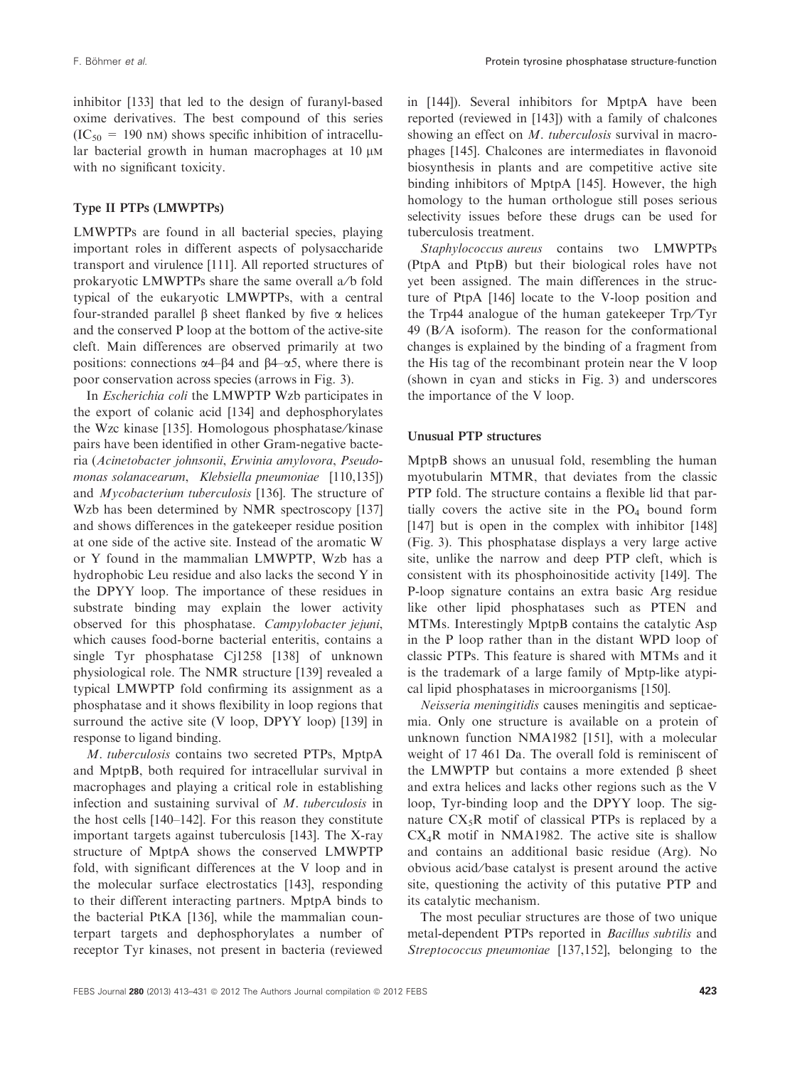inhibitor [133] that led to the design of furanyl-based oxime derivatives. The best compound of this series ($IC_{50}$ = 190 nM) shows specific inhibition of intracellular bacterial growth in human macrophages at 10 μM with no significant toxicity.

### Type II PTPs (LMWPTPs)

LMWPTPs are found in all bacterial species, playing important roles in different aspects of polysaccharide transport and virulence [111]. All reported structures of prokaryotic LMWPTPs share the same overall a/b fold typical of the eukaryotic LMWPTPs, with a central four-stranded parallel β sheet flanked by five α helices and the conserved P loop at the bottom of the active-site cleft. Main differences are observed primarily at two positions: connections α4–β4 and β4–α5, where there is poor conservation across species (arrows in Fig. 3).

In *Escherichia coli* the LMWPTP Wzb participates in the export of colanic acid [134] and dephosphorylates the Wzc kinase [135]. Homologous phosphatase/kinase pairs have been identified in other Gram-negative bacteria (*Acinetobacter johnsonii*, *Erwinia amylovora*, *Pseudomonas solanacearum*, *Klebsiella pneumoniae* [110,135]) and *Mycobacterium tuberculosis* [136]. The structure of Wzb has been determined by NMR spectroscopy [137] and shows differences in the gatekeeper residue position at one side of the active site. Instead of the aromatic W or Y found in the mammalian LMWPTP, Wzb has a hydrophobic Leu residue and also lacks the second Y in the DPYY loop. The importance of these residues in substrate binding may explain the lower activity observed for this phosphatase. *Campylobacter jejuni*, which causes food-borne bacterial enteritis, contains a single Tyr phosphatase Cj1258 [138] of unknown physiological role. The NMR structure [139] revealed a typical LMWPTP fold confirming its assignment as a phosphatase and it shows flexibility in loop regions that surround the active site (V loop, DPYY loop) [139] in response to ligand binding.

*M. tuberculosis* contains two secreted PTPs, MptpA and MptpB, both required for intracellular survival in macrophages and playing a critical role in establishing infection and sustaining survival of *M. tuberculosis* in the host cells [140–142]. For this reason they constitute important targets against tuberculosis [143]. The X-ray structure of MptpA shows the conserved LMWPTP fold, with significant differences at the V loop and in the molecular surface electrostatics [143], responding to their different interacting partners. MptpA binds to the bacterial PtKA [136], while the mammalian counterpart targets and dephosphorylates a number of receptor Tyr kinases, not present in bacteria (reviewed in [144]). Several inhibitors for MptpA have been reported (reviewed in [143]) with a family of chalcones showing an effect on *M. tuberculosis* survival in macrophages [145]. Chalcones are intermediates in flavonoid biosynthesis in plants and are competitive active site binding inhibitors of MptpA [145]. However, the high homology to the human orthologue still poses serious selectivity issues before these drugs can be used for tuberculosis treatment.

*Staphylocococus aureus* contains two LMWPTPs (PtpA and PtpB) but their biological roles have not yet been assigned. The main differences in the structure of PtpA [146] locate to the V-loop position and the Trp44 analogue of the human gatekeeper Trp/Tyr 49 (B/A isoform). The reason for the conformational changes is explained by the binding of a fragment from the His tag of the recombinant protein near the V loop (shown in cyan and sticks in Fig. 3) and underscores the importance of the V loop.

### Unusual PTP structures

MptpB shows an unusual fold, resembling the human myotubularin MTMR, that deviates from the classic PTP fold. The structure contains a flexible lid that partially covers the active site in the $PO_4$ bound form [147] but is open in the complex with inhibitor [148] (Fig. 3). This phosphatase displays a very large active site, unlike the narrow and deep PTP cleft, which is consistent with its phosphoinositide activity [149]. The P-loop signature contains an extra basic Arg residue like other lipid phosphatases such as PTEN and MTMs. Interestingly MptpB contains the catalytic Asp in the P loop rather than in the distant WPD loop of classic PTPs. This feature is shared with MTMs and it is the trademark of a large family of Mptp-like atypical lipid phosphatases in microorganisms [150].

*Neisseria meningitidis* causes meningitis and septicaemia. Only one structure is available on a protein of unknown function NMA1982 [151], with a molecular weight of 17 461 Da. The overall fold is reminiscent of the LMWPTP but contains a more extended β sheet and extra helices and lacks other regions such as the V loop, Tyr-binding loop and the DPYY loop. The signature $CX_5R$ motif of classical PTPs is replaced by a $CX_4R$ motif in NMA1982. The active site is shallow and contains an additional basic residue (Arg). No obvious acid/base catalyst is present around the active site, questioning the activity of this putative PTP and its catalytic mechanism.

The most peculiar structures are those of two unique metal-dependent PTPs reported in *Bacillus subtilis* and *Streptococcus pneumoniae* [137,152], belonging to the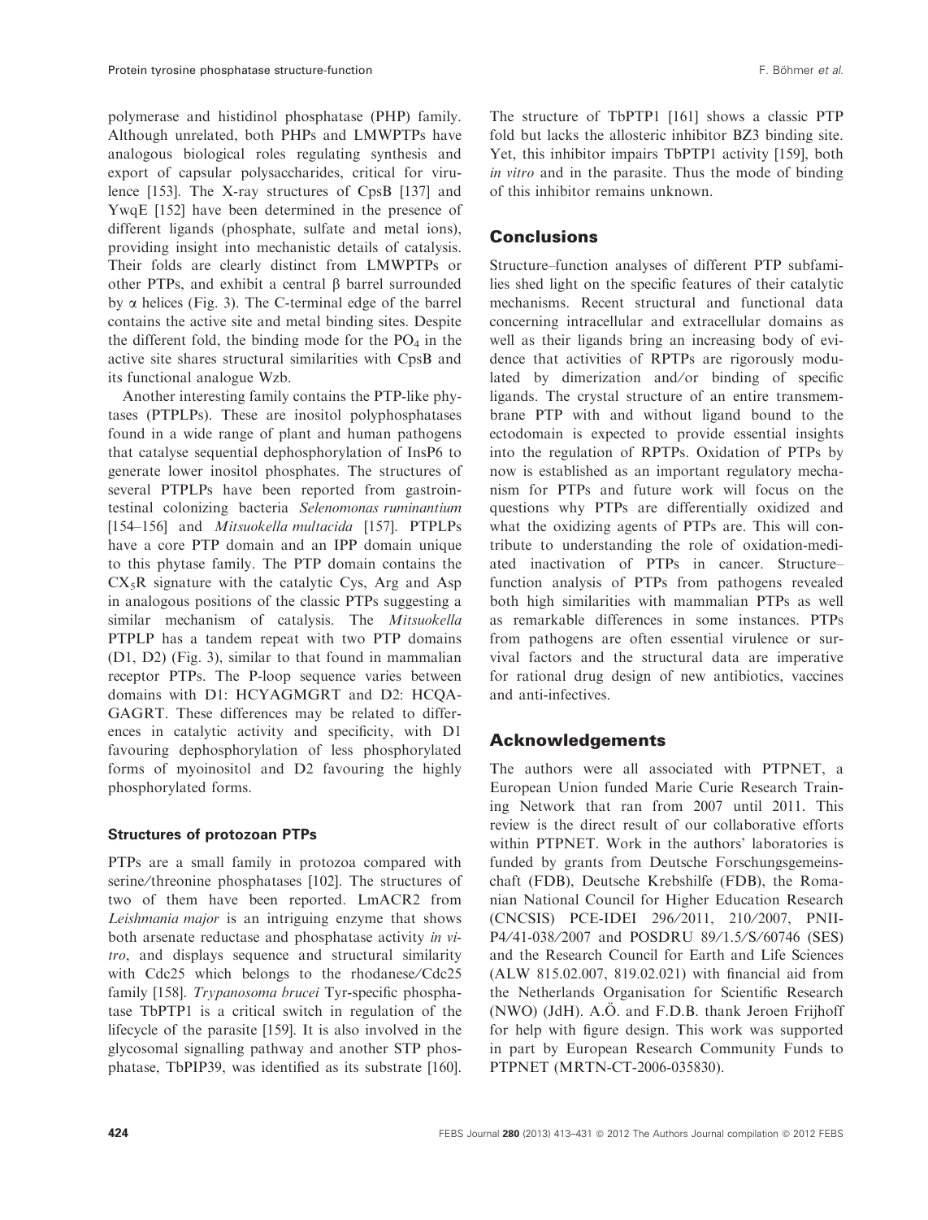polymerase and histidinol phosphatase (PHP) family. Although unrelated, both PHPs and LMWPTPs have analogous biological roles regulating synthesis and export of capsular polysaccharides, critical for virulence [153]. The X-ray structures of CpsB [137] and YwqE [152] have been determined in the presence of different ligands (phosphate, sulfate and metal ions), providing insight into mechanistic details of catalysis. Their folds are clearly distinct from LMWPTPs or other PTPs, and exhibit a central β barrel surrounded by α helices (Fig. 3). The C-terminal edge of the barrel contains the active site and metal binding sites. Despite the different fold, the binding mode for the $PO_4$ in the active site shares structural similarities with CpsB and its functional analogue Wzb.

Another interesting family contains the PTP-like phytases (PTPLPs). These are inositol polyphosphatases found in a wide range of plant and human pathogens that catalyse sequential dephosphorylation of InsP6 to generate lower inositol phosphates. The structures of several PTPLPs have been reported from gastrointestinal colonizing bacteria *Selenomonas ruminantium* [154–156] and *Mitsuokella multacida* [157]. PTPLPs have a core PTP domain and an IPP domain unique to this phytase family. The PTP domain contains the $CX_5R$ signature with the catalytic Cys, Arg and Asp in analogous positions of the classic PTPs suggesting a similar mechanism of catalysis. The *Mitsuokella* PTPLP has a tandem repeat with two PTP domains (D1, D2) (Fig. 3), similar to that found in mammalian receptor PTPs. The P-loop sequence varies between domains with D1: HCYAGMGRT and D2: HCQAGAGRT. These differences may be related to differences in catalytic activity and specificity, with D1 favouring dephosphorylation of less phosphorylated forms of myoinositol and D2 favouring the highly phosphorylated forms.

### Structures of protozoan PTPs

PTPs are a small family in protozoa compared with serine/threonine phosphatases [102]. The structures of two of them have been reported. LmACR2 from *Leishmania major* is an intriguing enzyme that shows both arsenate reductase and phosphatase activity *in vitro*, and displays sequence and structural similarity with Cdc25 which belongs to the rhodanese/Cdc25 family [158]. *Trypanosoma brucei* Tyr-specific phosphatase TbPTP1 is a critical switch in regulation of the lifecycle of the parasite [159]. It is also involved in the glycosomal signalling pathway and another STP phosphatase, TbPIP39, was identified as its substrate [160]. The structure of TbPTP1 [161] shows a classic PTP fold but lacks the allosteric inhibitor BZ3 binding site. Yet, this inhibitor impairs TbPTP1 activity [159], both *in vitro* and in the parasite. Thus the mode of binding of this inhibitor remains unknown.

## Conclusions

Structure–function analyses of different PTP subfamilies shed light on the specific features of their catalytic mechanisms. Recent structural and functional data concerning intracellular and extracellular domains as well as their ligands bring an increasing body of evidence that activities of RPTPs are rigorously modulated by dimerization and/or binding of specific ligands. The crystal structure of an entire transmembrane PTP with and without ligand bound to the ectodomain is expected to provide essential insights into the regulation of RPTPs. Oxidation of PTPs by now is established as an important regulatory mechanism for PTPs and future work will focus on the questions why PTPs are differentially oxidized and what the oxidizing agents of PTPs are. This will contribute to understanding the role of oxidation-mediated inactivation of PTPs in cancer. Structure–function analysis of PTPs from pathogens revealed both high similarities with mammalian PTPs as well as remarkable differences in some instances. PTPs from pathogens are often essential virulence or survival factors and the structural data are imperative for rational drug design of new antibiotics, vaccines and anti-infectives.

## Acknowledgements

The authors were all associated with PTPNET, a European Union funded Marie Curie Research Training Network that ran from 2007 until 2011. This review is the direct result of our collaborative efforts within PTPNET. Work in the authors' laboratories is funded by grants from Deutsche Forschungsgemeinschaft (FDB), Deutsche Krebshilfe (FDB), the Romanian National Council for Higher Education Research (CNCSIS) PCE-IDEI 296/2011, 210/2007, PNII-P4/41-038/2007 and POSDRU 89/1.5/S/60746 (SES) and the Research Council for Earth and Life Sciences (ALW 815.02.007, 819.02.021) with financial aid from the Netherlands Organisation for Scientific Research (NWO) (JdH). A.Ö. and F.D.B. thank Jeroen Frijhoff for help with figure design. This work was supported in part by European Research Community Funds to PTPNET (MRTN-CT-2006-035830).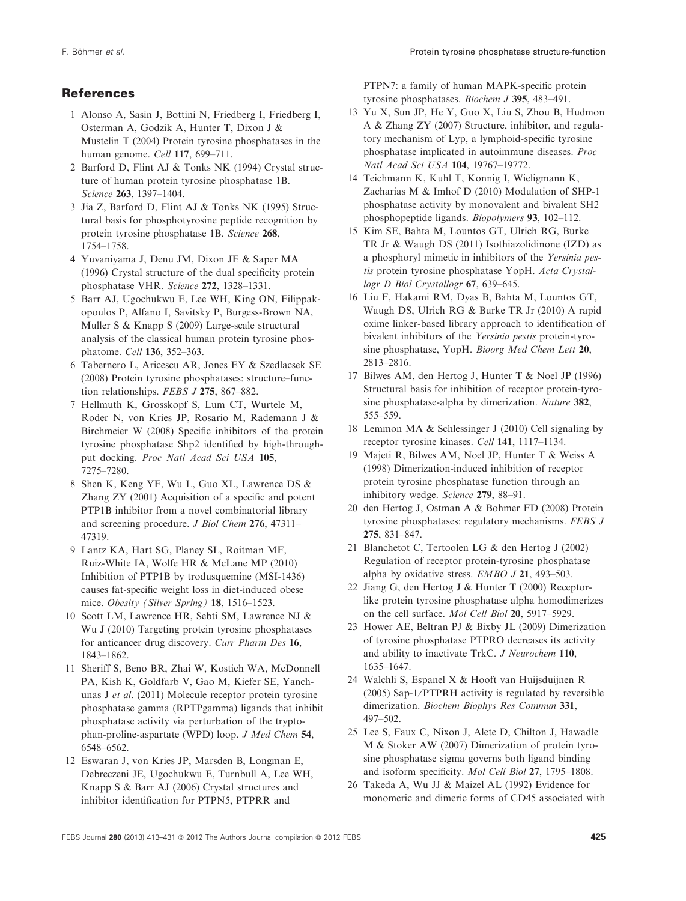## References

1 Alonso A, Sasin J, Bottini N, Friedberg I, Friedberg I, Osterman A, Godzik A, Hunter T, Dixon J & Mustelin T (2004) Protein tyrosine phosphatases in the human genome. *Cell* **117**, 699–711.

2 Barford D, Flint AJ & Tonks NK (1994) Crystal structure of human protein tyrosine phosphatase 1B. *Science* **263**, 1397–1404.

3 Jia Z, Barford D, Flint AJ & Tonks NK (1995) Structural basis for phosphotyrosine peptide recognition by protein tyrosine phosphatase 1B. *Science* **268**, 1754–1758.

4 Yuvaniyama J, Denu JM, Dixon JE & Saper MA (1996) Crystal structure of the dual specificity protein phosphatase VHR. *Science* **272**, 1328–1331.

5 Barr AJ, Ugochukwu E, Lee WH, King ON, Filippakopoulos P, Alfano I, Savitsky P, Burgess-Brown NA, Muller S & Knapp S (2009) Large-scale structural analysis of the classical human protein tyrosine phosphatome. *Cell* **136**, 352–363.

6 Tabernero L, Aricescu AR, Jones EY & Szedlacsek SE (2008) Protein tyrosine phosphatases: structure–function relationships. *FEBS J* **275**, 867–882.

7 Hellmuth K, Grosskopf S, Lum CT, Wurtele M, Roder N, von Kries JP, Rosario M, Rademann J & Birchmeier W (2008) Specific inhibitors of the protein tyrosine phosphatase Shp2 identified by high-throughput docking. *Proc Natl Acad Sci USA* **105**, 7275–7280.

8 Shen K, Keng YF, Wu L, Guo XL, Lawrence DS & Zhang ZY (2001) Acquisition of a specific and potent PTP1B inhibitor from a novel combinatorial library and screening procedure. *J Biol Chem* **276**, 47311–47319.

9 Lantz KA, Hart SG, Planey SL, Roitman MF, Ruiz-White IA, Wolfe HR & McLane MP (2010) Inhibition of PTP1B by trodusquemine (MSI-1436) causes fat-specific weight loss in diet-induced obese mice. *Obesity (Silver Spring)* **18**, 1516–1523.

10 Scott LM, Lawrence HR, Sebti SM, Lawrence NJ & Wu J (2010) Targeting protein tyrosine phosphatases for anticancer drug discovery. *Curr Pharm Des* **16**, 1843–1862.

11 Sheriff S, Beno BR, Zhai W, Kostich WA, McDonnell PA, Kish K, Goldfarb V, Gao M, Kiefer SE, Yanchunas J *et al.* (2011) Molecule receptor protein tyrosine phosphatase gamma (RPTPgamma) ligands that inhibit phosphatase activity via perturbation of the tryptophan-proline-aspartate (WPD) loop. *J Med Chem* **54**, 6548–6562.

12 Eswaran J, von Kries JP, Marsden B, Longman E, Debreczeni JE, Ugochukwu E, Turnbull A, Lee WH, Knapp S & Barr AJ (2006) Crystal structures and inhibitor identification for PTPN5, PTPRR and PTPN7: a family of human MAPK-specific protein tyrosine phosphatases. *Biochem J* **395**, 483–491.

13 Yu X, Sun JP, He Y, Guo X, Liu S, Zhou B, Hudmon A & Zhang ZY (2007) Structure, inhibitor, and regulatory mechanism of Lyp, a lymphoid-specific tyrosine phosphatase implicated in autoimmune diseases. *Proc Natl Acad Sci USA* **104**, 19767–19772.

14 Teichmann K, Kuhl T, Konnig I, Wieligmann K, Zacharias M & Imhof D (2010) Modulation of SHP-1 phosphatase activity by monovalent and bivalent SH2 phosphopeptide ligands. *Biopolymers* **93**, 102–112.

15 Kim SE, Bahta M, Lountos GT, Ulrich RG, Burke TR Jr & Waugh DS (2011) Isothiazolidinone (IZD) as a phosphoryl mimetic in inhibitors of the *Yersinia pestis* protein tyrosine phosphatase YopH. *Acta Crystallogr D Biol Crystallogr* **67**, 639–645.

16 Liu F, Hakami RM, Dyas B, Bahta M, Lountos GT, Waugh DS, Ulrich RG & Burke TR Jr (2010) A rapid oxime linker-based library approach to identification of bivalent inhibitors of the *Yersinia pestis* protein-tyrosine phosphatase, YopH. *Bioorg Med Chem Lett* **20**, 2813–2816.

17 Bilwes AM, den Hertog J, Hunter T & Noel JP (1996) Structural basis for inhibition of receptor protein-tyrosine phosphatase-alpha by dimerization. *Nature* **382**, 555–559.

18 Lemmon MA & Schlessinger J (2010) Cell signaling by receptor tyrosine kinases. *Cell* **141**, 1117–1134.

19 Majeti R, Bilwes AM, Noel JP, Hunter T & Weiss A (1998) Dimerization-induced inhibition of receptor protein tyrosine phosphatase function through an inhibitory wedge. *Science* **279**, 88–91.

20 den Hertog J, Ostman A & Bohmer FD (2008) Protein tyrosine phosphatases: regulatory mechanisms. *FEBS J* **275**, 831–847.

21 Blanchetot C, Tertoolen LG & den Hertog J (2002) Regulation of receptor protein-tyrosine phosphatase alpha by oxidative stress. *EMBO J* **21**, 493–503.

22 Jiang G, den Hertog J & Hunter T (2000) Receptor-like protein tyrosine phosphatase alpha homodimerizes on the cell surface. *Mol Cell Biol* **20**, 5917–5929.

23 Hower AE, Beltran PJ & Bixby JL (2009) Dimerization of tyrosine phosphatase PTPRO decreases its activity and ability to inactivate TrkC. *J Neurochem* **110**, 1635–1647.

24 Walchli S, Espanel X & Hooft van Huijsduijnen R (2005) Sap-1/PTPRH activity is regulated by reversible dimerization. *Biochem Biophys Res Commun* **331**, 497–502.

25 Lee S, Faux C, Nixon J, Alete D, Chilton J, Hawadle M & Stoker AW (2007) Dimerization of protein tyrosine phosphatase sigma governs both ligand binding and isoform specificity. *Mol Cell Biol* **27**, 1795–1808.

26 Takeda A, Wu JJ & Maizel AL (1992) Evidence for monomeric and dimeric forms of CD45 associated with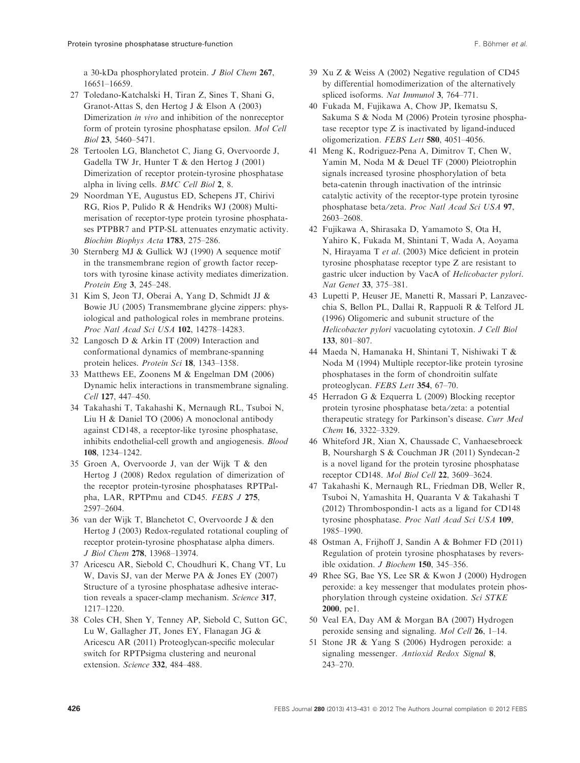a 30-kDa phosphorylated protein. *J Biol Chem* **267**, 16651–16659.

27 Toledano-Katchalski H, Tiran Z, Sines T, Shani G, Granot-Attas S, den Hertog J & Elson A (2003) Dimerization *in vivo* and inhibition of the nonreceptor form of protein tyrosine phosphatase epsilon. *Mol Cell Biol* **23**, 5460–5471.

28 Tertoolen LG, Blanchetot C, Jiang G, Overvoorde J, Gadella TW Jr, Hunter T & den Hertog J (2001) Dimerization of receptor protein-tyrosine phosphatase alpha in living cells. *BMC Cell Biol* **2**, 8.

29 Noordman YE, Augustus ED, Schepens JT, Chirivi RG, Rios P, Pulido R & Hendriks WJ (2008) Multimerisation of receptor-type protein tyrosine phosphatases PTPBR7 and PTP-SL attenuates enzymatic activity. *Biochim Biophys Acta* **1783**, 275–286.

30 Sternberg MJ & Gullick WJ (1990) A sequence motif in the transmembrane region of growth factor receptors with tyrosine kinase activity mediates dimerization. *Protein Eng* **3**, 245–248.

31 Kim S, Jeon TJ, Oberai A, Yang D, Schmidt JJ & Bowie JU (2005) Transmembrane glycine zippers: physiological and pathological roles in membrane proteins. *Proc Natl Acad Sci USA* **102**, 14278–14283.

32 Langosch D & Arkin IT (2009) Interaction and conformational dynamics of membrane-spanning protein helices. *Protein Sci* **18**, 1343–1358.

33 Matthews EE, Zoonens M & Engelman DM (2006) Dynamic helix interactions in transmembrane signaling. *Cell* **127**, 447–450.

34 Takahashi T, Takahashi K, Mernaugh RL, Tsuboi N, Liu H & Daniel TO (2006) A monoclonal antibody against CD148, a receptor-like tyrosine phosphatase, inhibits endothelial-cell growth and angiogenesis. *Blood* **108**, 1234–1242.

35 Groen A, Overvoorde J, van der Wijk T & den Hertog J (2008) Redox regulation of dimerization of the receptor protein-tyrosine phosphatases RPTPalpha, LAR, RPTPmu and CD45. *FEBS J* **275**, 2597–2604.

36 van der Wijk T, Blanchetot C, Overvoorde J & den Hertog J (2003) Redox-regulated rotational coupling of receptor protein-tyrosine phosphatase alpha dimers. *J Biol Chem* **278**, 13968–13974.

37 Aricescu AR, Siebold C, Choudhuri K, Chang VT, Lu W, Davis SJ, van der Merwe PA & Jones EY (2007) Structure of a tyrosine phosphatase adhesive interaction reveals a spacer-clamp mechanism. *Science* **317**, 1217–1220.

38 Coles CH, Shen Y, Tenney AP, Siebold C, Sutton GC, Lu W, Gallagher JT, Jones EY, Flanagan JG & Aricescu AR (2011) Proteoglycan-specific molecular switch for RPTPsigma clustering and neuronal extension. *Science* **332**, 484–488.

39 Xu Z & Weiss A (2002) Negative regulation of CD45 by differential homodimerization of the alternatively spliced isoforms. *Nat Immunol* **3**, 764–771.

40 Fukada M, Fujikawa A, Chow JP, Ikematsu S, Sakuma S & Noda M (2006) Protein tyrosine phosphatase receptor type Z is inactivated by ligand-induced oligomerization. *FEBS Lett* **580**, 4051–4056.

41 Meng K, Rodriguez-Pena A, Dimitrov T, Chen W, Yamin M, Noda M & Deuel TF (2000) Pleiotrophin signals increased tyrosine phosphorylation of beta beta-catenin through inactivation of the intrinsic catalytic activity of the receptor-type protein tyrosine phosphatase beta/zeta. *Proc Natl Acad Sci USA* **97**, 2603–2608.

42 Fujikawa A, Shirasaka D, Yamamoto S, Ota H, Yahiro K, Fukada M, Shintani T, Wada A, Aoyama N, Hirayama T *et al.* (2003) Mice deficient in protein tyrosine phosphatase receptor type Z are resistant to gastric ulcer induction by VacA of *Helicobacter pylori*. *Nat Genet* **33**, 375–381.

43 Lupetti P, Heuser JE, Manetti R, Massari P, Lanzavecchia S, Bellon PL, Dallai R, Rappuoli R & Telford JL (1996) Oligomeric and subunit structure of the *Helicobacter pylori* vacuolating cytotoxin. *J Cell Biol* **133**, 801–807.

44 Maeda N, Hamanaka H, Shintani T, Nishiwaki T & Noda M (1994) Multiple receptor-like protein tyrosine phosphatases in the form of chondroitin sulfate proteoglycan. *FEBS Lett* **354**, 67–70.

45 Herradon G & Ezquerra L (2009) Blocking receptor protein tyrosine phosphatase beta/zeta: a potential therapeutic strategy for Parkinson's disease. *Curr Med Chem* **16**, 3322–3329.

46 Whiteford JR, Xian X, Chaussade C, Vanhaesebroeck B, Nourshargh S & Couchman JR (2011) Syndecan-2 is a novel ligand for the protein tyrosine phosphatase receptor CD148. *Mol Biol Cell* **22**, 3609–3624.

47 Takahashi K, Mernaugh RL, Friedman DB, Weller R, Tsuboi N, Yamashita H, Quaranta V & Takahashi T (2012) Thrombospondin-1 acts as a ligand for CD148 tyrosine phosphatase. *Proc Natl Acad Sci USA* **109**, 1985–1990.

48 Ostman A, Frijhoff J, Sandin A & Bohmer FD (2011) Regulation of protein tyrosine phosphatases by reversible oxidation. *J Biochem* **150**, 345–356.

49 Rhee SG, Bae YS, Lee SR & Kwon J (2000) Hydrogen peroxide: a key messenger that modulates protein phosphorylation through cysteine oxidation. *Sci STKE* **2000**, pe1.

50 Veal EA, Day AM & Morgan BA (2007) Hydrogen peroxide sensing and signaling. *Mol Cell* **26**, 1–14.

51 Stone JR & Yang S (2006) Hydrogen peroxide: a signaling messenger. *Antioxid Redox Signal* **8**, 243–270.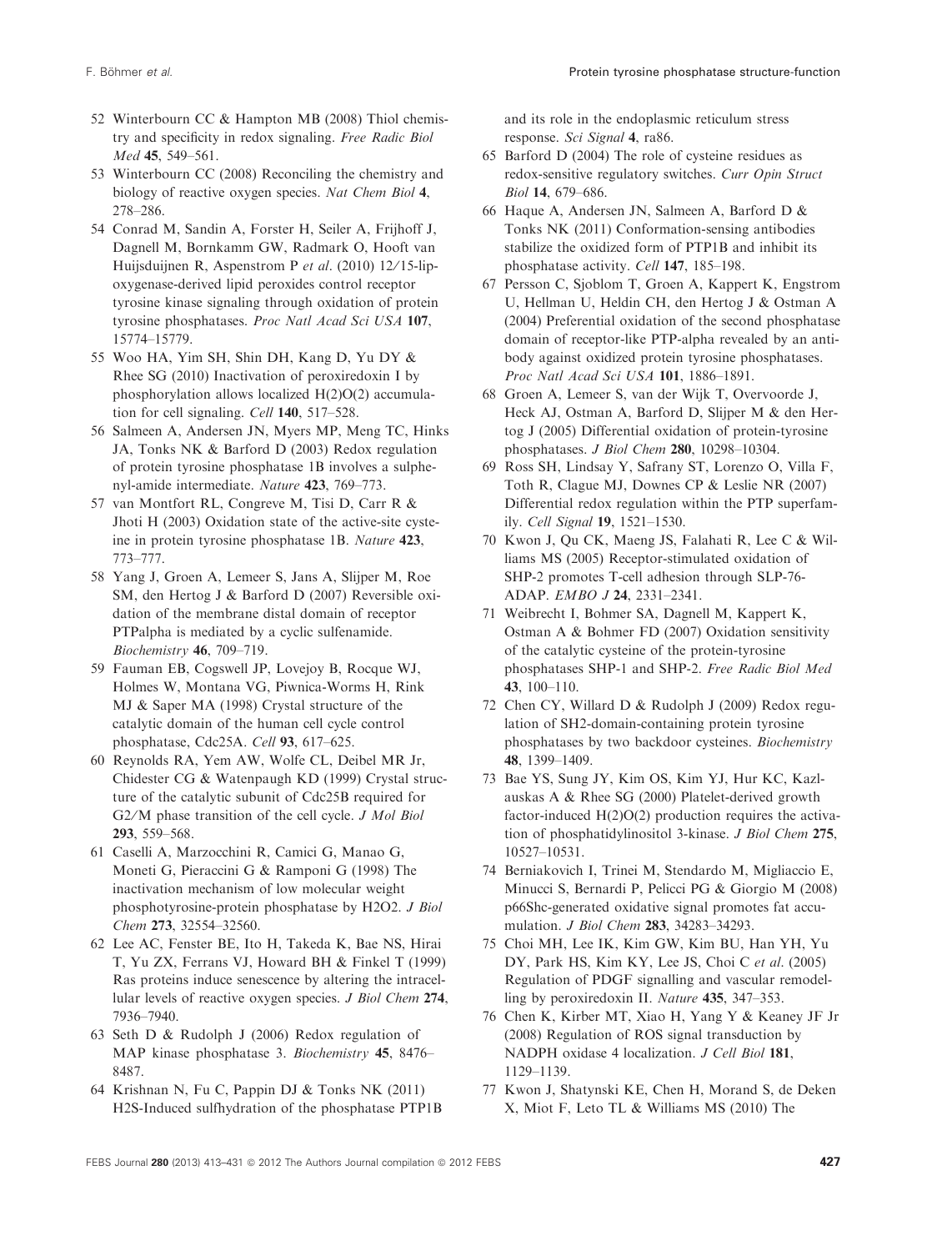52 Winterbourn CC & Hampton MB (2008) Thiol chemistry and specificity in redox signaling. *Free Radic Biol Med* **45**, 549–561.

53 Winterbourn CC (2008) Reconciling the chemistry and biology of reactive oxygen species. *Nat Chem Biol* **4**, 278–286.

54 Conrad M, Sandin A, Forster H, Seiler A, Frijhoff J, Dagnell M, Bornkamm GW, Radmark O, Hooft van Huijsduijnen R, Aspenstrom P *et al.* (2010) 12/15-lipoxygenase-derived lipid peroxides control receptor tyrosine kinase signaling through oxidation of protein tyrosine phosphatases. *Proc Natl Acad Sci USA* **107**, 15774–15779.

55 Woo HA, Yim SH, Shin DH, Kang D, Yu DY & Rhee SG (2010) Inactivation of peroxiredoxin I by phosphorylation allows localized H(2)O(2) accumulation for cell signaling. *Cell* **140**, 517–528.

56 Salmeen A, Andersen JN, Myers MP, Meng TC, Hinks JA, Tonks NK & Barford D (2003) Redox regulation of protein tyrosine phosphatase 1B involves a sulphenyl-amide intermediate. *Nature* **423**, 769–773.

57 van Montfort RL, Congreve M, Tisi D, Carr R & Jhoti H (2003) Oxidation state of the active-site cysteine in protein tyrosine phosphatase 1B. *Nature* **423**, 773–777.

58 Yang J, Groen A, Lemeer S, Jans A, Slijper M, Roe SM, den Hertog J & Barford D (2007) Reversible oxidation of the membrane distal domain of receptor PTPalpha is mediated by a cyclic sulfenamide. *Biochemistry* **46**, 709–719.

59 Fauman EB, Cogswell JP, Lovejoy B, Rocque WJ, Holmes W, Montana VG, Piwnica-Worms H, Rink MJ & Saper MA (1998) Crystal structure of the catalytic domain of the human cell cycle control phosphatase, Cdc25A. *Cell* **93**, 617–625.

60 Reynolds RA, Yem AW, Wolfe CL, Deibel MR Jr, Chidester CG & Watenpaugh KD (1999) Crystal structure of the catalytic subunit of Cdc25B required for G2/M phase transition of the cell cycle. *J Mol Biol* **293**, 559–568.

61 Caselli A, Marzocchini R, Camici G, Manao G, Moneti G, Pieraccini G & Ramponi G (1998) The inactivation mechanism of low molecular weight phosphotyrosine-protein phosphatase by H2O2. *J Biol Chem* **273**, 32554–32560.

62 Lee AC, Fenster BE, Ito H, Takeda K, Bae NS, Hirai T, Yu ZX, Ferrans VJ, Howard BH & Finkel T (1999) Ras proteins induce senescence by altering the intracellular levels of reactive oxygen species. *J Biol Chem* **274**, 7936–7940.

63 Seth D & Rudolph J (2006) Redox regulation of MAP kinase phosphatase 3. *Biochemistry* **45**, 8476–8487.

64 Krishnan N, Fu C, Pappin DJ & Tonks NK (2011) H2S-Induced sulfhydration of the phosphatase PTP1B and its role in the endoplasmic reticulum stress response. *Sci Signal* **4**, ra86.

65 Barford D (2004) The role of cysteine residues as redox-sensitive regulatory switches. *Curr Opin Struct Biol* **14**, 679–686.

66 Haque A, Andersen JN, Salmeen A, Barford D & Tonks NK (2011) Conformation-sensing antibodies stabilize the oxidized form of PTP1B and inhibit its phosphatase activity. *Cell* **147**, 185–198.

67 Persson C, Sjoblom T, Groen A, Kappert K, Engstrom U, Hellman U, Heldin CH, den Hertog J & Ostman A (2004) Preferential oxidation of the second phosphatase domain of receptor-like PTP-alpha revealed by an antibody against oxidized protein tyrosine phosphatases. *Proc Natl Acad Sci USA* **101**, 1886–1891.

68 Groen A, Lemeer S, van der Wijk T, Overvoorde J, Heck AJ, Ostman A, Barford D, Slijper M & den Hertog J (2005) Differential oxidation of protein-tyrosine phosphatases. *J Biol Chem* **280**, 10298–10304.

69 Ross SH, Lindsay Y, Safrany ST, Lorenzo O, Villa F, Toth R, Clague MJ, Downes CP & Leslie NR (2007) Differential redox regulation within the PTP superfamily. *Cell Signal* **19**, 1521–1530.

70 Kwon J, Qu CK, Maeng JS, Falahati R, Lee C & Williams MS (2005) Receptor-stimulated oxidation of SHP-2 promotes T-cell adhesion through SLP-76-ADAP. *EMBO J* **24**, 2331–2341.

71 Weibrecht I, Bohmer SA, Dagnell M, Kappert K, Ostman A & Bohmer FD (2007) Oxidation sensitivity of the catalytic cysteine of the protein-tyrosine phosphatases SHP-1 and SHP-2. *Free Radic Biol Med* **43**, 100–110.

72 Chen CY, Willard D & Rudolph J (2009) Redox regulation of SH2-domain-containing protein tyrosine phosphatases by two backdoor cysteines. *Biochemistry* **48**, 1399–1409.

73 Bae YS, Sung JY, Kim OS, Kim YJ, Hur KC, Kazlauskas A & Rhee SG (2000) Platelet-derived growth factor-induced H(2)O(2) production requires the activation of phosphatidylinositol 3-kinase. *J Biol Chem* **275**, 10527–10531.

74 Berniakovich I, Trinei M, Stendardo M, Migliaccio E, Minucci S, Bernardi P, Pelicci PG & Giorgio M (2008) p66Shc-generated oxidative signal promotes fat accumulation. *J Biol Chem* **283**, 34283–34293.

75 Choi MH, Lee IK, Kim GW, Kim BU, Han YH, Yu DY, Park HS, Kim KY, Lee JS, Choi C *et al.* (2005) Regulation of PDGF signalling and vascular remodelling by peroxiredoxin II. *Nature* **435**, 347–353.

76 Chen K, Kirber MT, Xiao H, Yang Y & Keaney JF Jr (2008) Regulation of ROS signal transduction by NADPH oxidase 4 localization. *J Cell Biol* **181**, 1129–1139.

77 Kwon J, Shatynski KE, Chen H, Morand S, de Deken X, Miot F, Leto TL & Williams MS (2010) The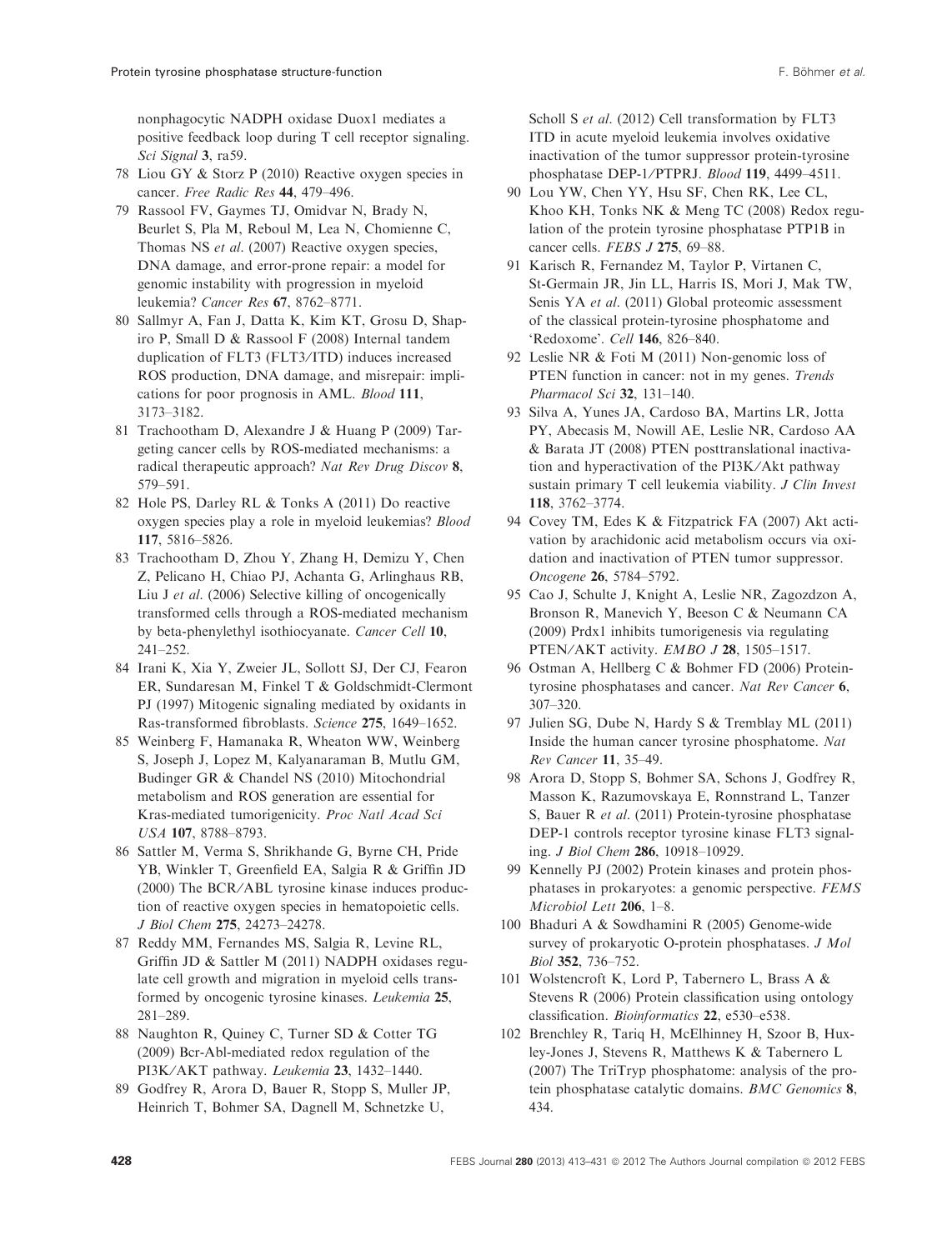nonphagocytic NADPH oxidase Duox1 mediates a positive feedback loop during T cell receptor signaling. *Sci Signal* **3**, ra59.

78 Liou GY & Storz P (2010) Reactive oxygen species in cancer. *Free Radic Res* **44**, 479–496.

79 Rassool FV, Gaymes TJ, Omidvar N, Brady N, Beurlet S, Pla M, Reboul M, Lea N, Chomienne C, Thomas NS *et al*. (2007) Reactive oxygen species, DNA damage, and error-prone repair: a model for genomic instability with progression in myeloid leukemia? *Cancer Res* **67**, 8762–8771.

80 Sallmyr A, Fan J, Datta K, Kim KT, Grosu D, Shapiro P, Small D & Rassool F (2008) Internal tandem duplication of FLT3 (FLT3/ITD) induces increased ROS production, DNA damage, and misrepair: implications for poor prognosis in AML. *Blood* **111**, 3173–3182.

81 Trachootham D, Alexandre J & Huang P (2009) Targeting cancer cells by ROS-mediated mechanisms: a radical therapeutic approach? *Nat Rev Drug Discov* **8**, 579–591.

82 Hole PS, Darley RL & Tonks A (2011) Do reactive oxygen species play a role in myeloid leukemias? *Blood* **117**, 5816–5826.

83 Trachootham D, Zhou Y, Zhang H, Demizu Y, Chen Z, Pelicano H, Chiao PJ, Achanta G, Arlinghaus RB, Liu J *et al*. (2006) Selective killing of oncogenically transformed cells through a ROS-mediated mechanism by beta-phenylethyl isothiocyanate. *Cancer Cell* **10**, 241–252.

84 Irani K, Xia Y, Zweier JL, Sollott SJ, Der CJ, Fearon ER, Sundaresan M, Finkel T & Goldschmidt-Clermont PJ (1997) Mitogenic signaling mediated by oxidants in Ras-transformed fibroblasts. *Science* **275**, 1649–1652.

85 Weinberg F, Hamanaka R, Wheaton WW, Weinberg S, Joseph J, Lopez M, Kalyanaraman B, Mutlu GM, Budinger GR & Chandel NS (2010) Mitochondrial metabolism and ROS generation are essential for Kras-mediated tumorigenicity. *Proc Natl Acad Sci USA* **107**, 8788–8793.

86 Sattler M, Verma S, Shrikhande G, Byrne CH, Pride YB, Winkler T, Greenfield EA, Salgia R & Griffin JD (2000) The BCR/ABL tyrosine kinase induces production of reactive oxygen species in hematopoietic cells. *J Biol Chem* **275**, 24273–24278.

87 Reddy MM, Fernandes MS, Salgia R, Levine RL, Griffin JD & Sattler M (2011) NADPH oxidases regulate cell growth and migration in myeloid cells transformed by oncogenic tyrosine kinases. *Leukemia* **25**, 281–289.

88 Naughton R, Quiney C, Turner SD & Cotter TG (2009) Bcr-Abl-mediated redox regulation of the PI3K/AKT pathway. *Leukemia* **23**, 1432–1440.

89 Godfrey R, Arora D, Bauer R, Stopp S, Muller JP, Heinrich T, Bohmer SA, Dagnell M, Schnetzke U, Scholl S *et al*. (2012) Cell transformation by FLT3 ITD in acute myeloid leukemia involves oxidative inactivation of the tumor suppressor protein-tyrosine phosphatase DEP-1/PTPRJ. *Blood* **119**, 4499–4511.

90 Lou YW, Chen YY, Hsu SF, Chen RK, Lee CL, Khoo KH, Tonks NK & Meng TC (2008) Redox regulation of the protein tyrosine phosphatase PTP1B in cancer cells. *FEBS J* **275**, 69–88.

91 Karisch R, Fernandez M, Taylor P, Virtanen C, St-Germain JR, Jin LL, Harris IS, Mori J, Mak TW, Senis YA *et al*. (2011) Global proteomic assessment of the classical protein-tyrosine phosphatome and 'Redoxome'. *Cell* **146**, 826–840.

92 Leslie NR & Foti M (2011) Non-genomic loss of PTEN function in cancer: not in my genes. *Trends Pharmacol Sci* **32**, 131–140.

93 Silva A, Yunes JA, Cardoso BA, Martins LR, Jotta PY, Abecasis M, Nowill AE, Leslie NR, Cardoso AA & Barata JT (2008) PTEN posttranslational inactivation and hyperactivation of the PI3K/Akt pathway sustain primary T cell leukemia viability. *J Clin Invest* **118**, 3762–3774.

94 Covey TM, Edes K & Fitzpatrick FA (2007) Akt activation by arachidonic acid metabolism occurs via oxidation and inactivation of PTEN tumor suppressor. *Oncogene* **26**, 5784–5792.

95 Cao J, Schulte J, Knight A, Leslie NR, Zagozdzon A, Bronson R, Manevich Y, Beeson C & Neumann CA (2009) Prdx1 inhibits tumorigenesis via regulating PTEN/AKT activity. *EMBO J* **28**, 1505–1517.

96 Ostman A, Hellberg C & Bohmer FD (2006) Protein-tyrosine phosphatases and cancer. *Nat Rev Cancer* **6**, 307–320.

97 Julien SG, Dube N, Hardy S & Tremblay ML (2011) Inside the human cancer tyrosine phosphatome. *Nat Rev Cancer* **11**, 35–49.

98 Arora D, Stopp S, Bohmer SA, Schons J, Godfrey R, Masson K, Razumovskaya E, Ronnstrand L, Tanzer S, Bauer R *et al*. (2011) Protein-tyrosine phosphatase DEP-1 controls receptor tyrosine kinase FLT3 signaling. *J Biol Chem* **286**, 10918–10929.

99 Kennelly PJ (2002) Protein kinases and protein phosphatases in prokaryotes: a genomic perspective. *FEMS Microbiol Lett* **206**, 1–8.

100 Bhaduri A & Sowdhamini R (2005) Genome-wide survey of prokaryotic O-protein phosphatases. *J Mol Biol* **352**, 736–752.

101 Wolstencroft K, Lord P, Tabernero L, Brass A & Stevens R (2006) Protein classification using ontology classification. *Bioinformatics* **22**, e530–e538.

102 Brenchley R, Tariq H, McElhinney H, Szoor B, Huxley-Jones J, Stevens R, Matthews K & Tabernero L (2007) The TriTryp phosphatome: analysis of the protein phosphatase catalytic domains. *BMC Genomics* **8**, 434.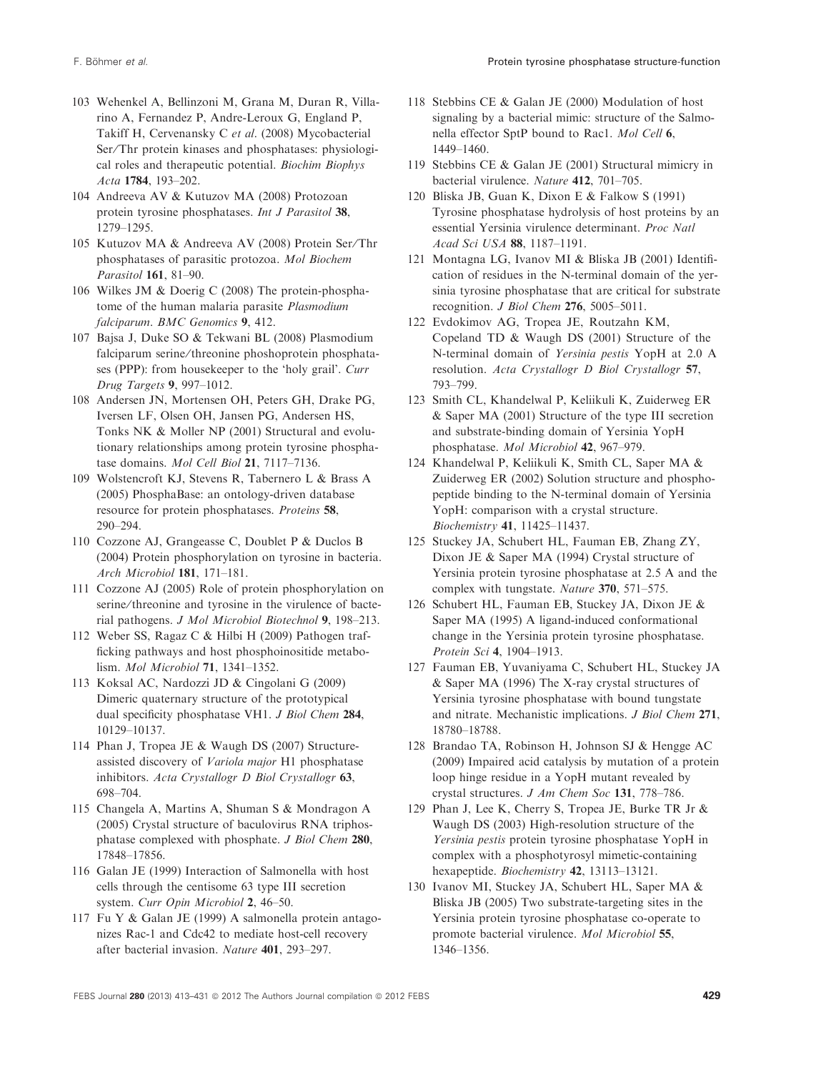103 Wehenkel A, Bellinzoni M, Grana M, Duran R, Villarino A, Fernandez P, Andre-Leroux G, England P, Takiff H, Cervenansky C *et al.* (2008) Mycobacterial Ser/Thr protein kinases and phosphatases: physiological roles and therapeutic potential. *Biochim Biophys Acta* **1784**, 193–202.

104 Andreeva AV & Kutuzov MA (2008) Protozoan protein tyrosine phosphatases. *Int J Parasitol* **38**, 1279–1295.

105 Kutuzov MA & Andreeva AV (2008) Protein Ser/Thr phosphatases of parasitic protozoa. *Mol Biochem Parasitol* **161**, 81–90.

106 Wilkes JM & Doerig C (2008) The protein-phosphatome of the human malaria parasite *Plasmodium falciparum*. *BMC Genomics* **9**, 412.

107 Bajsa J, Duke SO & Tekwani BL (2008) Plasmodium falciparum serine/threonine phoshoprotein phosphatases (PPP): from housekeeper to the 'holy grail'. *Curr Drug Targets* **9**, 997–1012.

108 Andersen JN, Mortensen OH, Peters GH, Drake PG, Iversen LF, Olsen OH, Jansen PG, Andersen HS, Tonks NK & Moller NP (2001) Structural and evolutionary relationships among protein tyrosine phosphatase domains. *Mol Cell Biol* **21**, 7117–7136.

109 Wolstencroft KJ, Stevens R, Tabernero L & Brass A (2005) PhosphaBase: an ontology-driven database resource for protein phosphatases. *Proteins* **58**, 290–294.

110 Cozzone AJ, Grangeasse C, Doublet P & Duclos B (2004) Protein phosphorylation on tyrosine in bacteria. *Arch Microbiol* **181**, 171–181.

111 Cozzone AJ (2005) Role of protein phosphorylation on serine/threonine and tyrosine in the virulence of bacterial pathogens. *J Mol Microbiol Biotechnol* **9**, 198–213.

112 Weber SS, Ragaz C & Hilbi H (2009) Pathogen trafficking pathways and host phosphoinositide metabolism. *Mol Microbiol* **71**, 1341–1352.

113 Koksal AC, Nardozzi JD & Cingolani G (2009) Dimeric quaternary structure of the prototypical dual specificity phosphatase VH1. *J Biol Chem* **284**, 10129–10137.

114 Phan J, Tropea JE & Waugh DS (2007) Structure-assisted discovery of *Variola major* H1 phosphatase inhibitors. *Acta Crystallogr D Biol Crystallogr* **63**, 698–704.

115 Changela A, Martins A, Shuman S & Mondragon A (2005) Crystal structure of baculovirus RNA triphosphatase complexed with phosphate. *J Biol Chem* **280**, 17848–17856.

116 Galan JE (1999) Interaction of Salmonella with host cells through the centisome 63 type III secretion system. *Curr Opin Microbiol* **2**, 46–50.

117 Fu Y & Galan JE (1999) A salmonella protein antagonizes Rac-1 and Cdc42 to mediate host-cell recovery after bacterial invasion. *Nature* **401**, 293–297.

118 Stebbins CE & Galan JE (2000) Modulation of host signaling by a bacterial mimic: structure of the Salmonella effector SptP bound to Rac1. *Mol Cell* **6**, 1449–1460.

119 Stebbins CE & Galan JE (2001) Structural mimicry in bacterial virulence. *Nature* **412**, 701–705.

120 Bliska JB, Guan K, Dixon E & Falkow S (1991) Tyrosine phosphatase hydrolysis of host proteins by an essential Yersinia virulence determinant. *Proc Natl Acad Sci USA* **88**, 1187–1191.

121 Montagna LG, Ivanov MI & Bliska JB (2001) Identification of residues in the N-terminal domain of the yersinia tyrosine phosphatase that are critical for substrate recognition. *J Biol Chem* **276**, 5005–5011.

122 Evdokimov AG, Tropea JE, Routzahn KM, Copeland TD & Waugh DS (2001) Structure of the N-terminal domain of *Yersinia pestis* YopH at 2.0 A resolution. *Acta Crystallogr D Biol Crystallogr* **57**, 793–799.

123 Smith CL, Khandelwal P, Keliikuli K, Zuiderweg ER & Saper MA (2001) Structure of the type III secretion and substrate-binding domain of Yersinia YopH phosphatase. *Mol Microbiol* **42**, 967–979.

124 Khandelwal P, Keliikuli K, Smith CL, Saper MA & Zuiderweg ER (2002) Solution structure and phosphopeptide binding to the N-terminal domain of Yersinia YopH: comparison with a crystal structure. *Biochemistry* **41**, 11425–11437.

125 Stuckey JA, Schubert HL, Fauman EB, Zhang ZY, Dixon JE & Saper MA (1994) Crystal structure of Yersinia protein tyrosine phosphatase at 2.5 A and the complex with tungstate. *Nature* **370**, 571–575.

126 Schubert HL, Fauman EB, Stuckey JA, Dixon JE & Saper MA (1995) A ligand-induced conformational change in the Yersinia protein tyrosine phosphatase. *Protein Sci* **4**, 1904–1913.

127 Fauman EB, Yuvaniyama C, Schubert HL, Stuckey JA & Saper MA (1996) The X-ray crystal structures of Yersinia tyrosine phosphatase with bound tungstate and nitrate. Mechanistic implications. *J Biol Chem* **271**, 18780–18788.

128 Brandao TA, Robinson H, Johnson SJ & Hengge AC (2009) Impaired acid catalysis by mutation of a protein loop hinge residue in a YopH mutant revealed by crystal structures. *J Am Chem Soc* **131**, 778–786.

129 Phan J, Lee K, Cherry S, Tropea JE, Burke TR Jr & Waugh DS (2003) High-resolution structure of the *Yersinia pestis* protein tyrosine phosphatase YopH in complex with a phosphotyrosyl mimetic-containing hexapeptide. *Biochemistry* **42**, 13113–13121.

130 Ivanov MI, Stuckey JA, Schubert HL, Saper MA & Bliska JB (2005) Two substrate-targeting sites in the Yersinia protein tyrosine phosphatase co-operate to promote bacterial virulence. *Mol Microbiol* **55**, 1346–1356.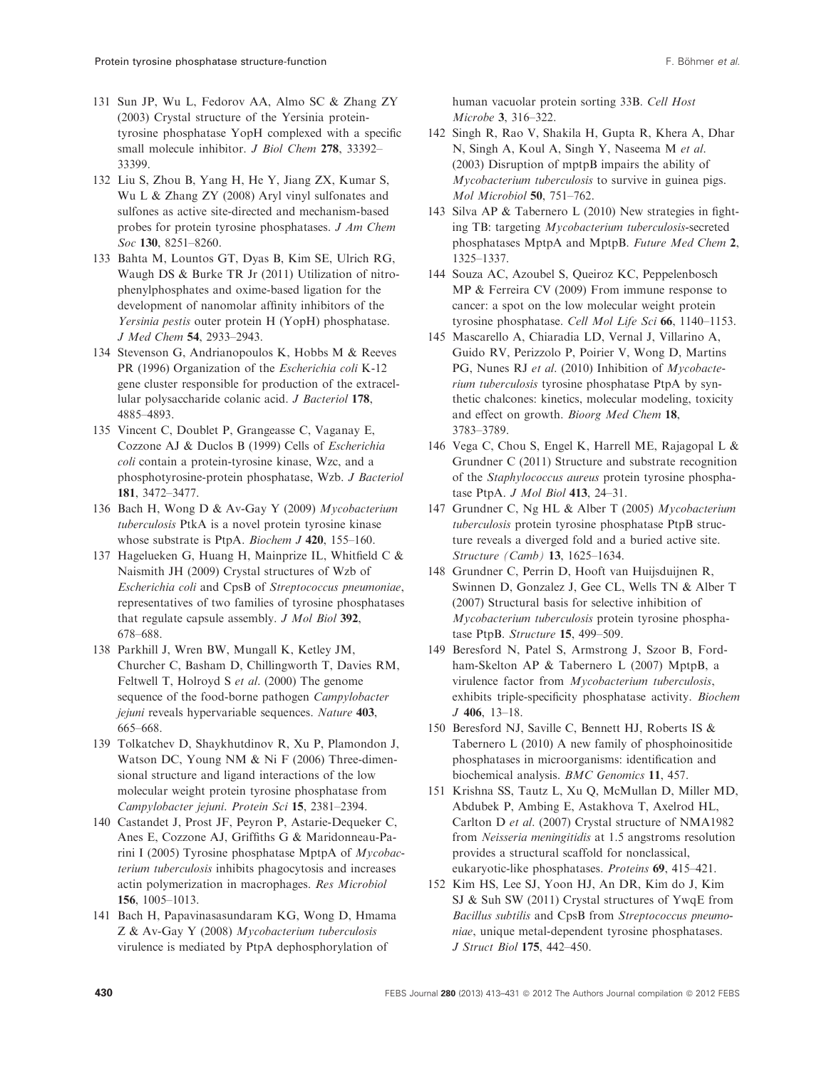131 Sun JP, Wu L, Fedorov AA, Almo SC & Zhang ZY (2003) Crystal structure of the Yersinia protein-tyrosine phosphatase YopH complexed with a specific small molecule inhibitor. *J Biol Chem* **278**, 33392–33399.

132 Liu S, Zhou B, Yang H, He Y, Jiang ZX, Kumar S, Wu L & Zhang ZY (2008) Aryl vinyl sulfonates and sulfones as active site-directed and mechanism-based probes for protein tyrosine phosphatases. *J Am Chem Soc* **130**, 8251–8260.

133 Bahta M, Lountos GT, Dyas B, Kim SE, Ulrich RG, Waugh DS & Burke TR Jr (2011) Utilization of nitrophenylphosphates and oxime-based ligation for the development of nanomolar affinity inhibitors of the *Yersinia pestis* outer protein H (YopH) phosphatase. *J Med Chem* **54**, 2933–2943.

134 Stevenson G, Andrianopoulos K, Hobbs M & Reeves PR (1996) Organization of the *Escherichia coli* K-12 gene cluster responsible for production of the extracellular polysaccharide colanic acid. *J Bacteriol* **178**, 4885–4893.

135 Vincent C, Doublet P, Grangeasse C, Vaganay E, Cozzone AJ & Duclos B (1999) Cells of *Escherichia coli* contain a protein-tyrosine kinase, Wzc, and a phosphotyrosine-protein phosphatase, Wzb. *J Bacteriol* **181**, 3472–3477.

136 Bach H, Wong D & Av-Gay Y (2009) *Mycobacterium tuberculosis* PtkA is a novel protein tyrosine kinase whose substrate is PtpA. *Biochem J* **420**, 155–160.

137 Hagelueken G, Huang H, Mainprize IL, Whitfield C & Naismith JH (2009) Crystal structures of Wzb of *Escherichia coli* and CpsB of *Streptococcus pneumoniae*, representatives of two families of tyrosine phosphatases that regulate capsule assembly. *J Mol Biol* **392**, 678–688.

138 Parkhill J, Wren BW, Mungall K, Ketley JM, Churcher C, Basham D, Chillingworth T, Davies RM, Feltwell T, Holroyd S *et al.* (2000) The genome sequence of the food-borne pathogen *Campylobacter jejuni* reveals hypervariable sequences. *Nature* **403**, 665–668.

139 Tolkatchev D, Shaykhutdinov R, Xu P, Plamondon J, Watson DC, Young NM & Ni F (2006) Three-dimensional structure and ligand interactions of the low molecular weight protein tyrosine phosphatase from *Campylobacter jejuni*. *Protein Sci* **15**, 2381–2394.

140 Castandet J, Prost JF, Peyron P, Astarie-Dequeker C, Anes E, Cozzone AJ, Griffiths G & Maridonneau-Parini I (2005) Tyrosine phosphatase MptpA of *Mycobacterium tuberculosis* inhibits phagocytosis and increases actin polymerization in macrophages. *Res Microbiol* **156**, 1005–1013.

141 Bach H, Papavinasasundaram KG, Wong D, Hmama Z & Av-Gay Y (2008) *Mycobacterium tuberculosis* virulence is mediated by PtpA dephosphorylation of human vacuolar protein sorting 33B. *Cell Host Microbe* **3**, 316–322.

142 Singh R, Rao V, Shakila H, Gupta R, Khera A, Dhar N, Singh A, Koul A, Singh Y, Naseema M *et al.* (2003) Disruption of mptpB impairs the ability of *Mycobacterium tuberculosis* to survive in guinea pigs. *Mol Microbiol* **50**, 751–762.

143 Silva AP & Tabernero L (2010) New strategies in fighting TB: targeting *Mycobacterium tuberculosis*-secreted phosphatases MptpA and MptpB. *Future Med Chem* **2**, 1325–1337.

144 Souza AC, Azoubel S, Queiroz KC, Peppelenbosch MP & Ferreira CV (2009) From immune response to cancer: a spot on the low molecular weight protein tyrosine phosphatase. *Cell Mol Life Sci* **66**, 1140–1153.

145 Mascarello A, Chiaradia LD, Vernal J, Villarino A, Guido RV, Perizzolo P, Poirier V, Wong D, Martins PG, Nunes RJ *et al.* (2010) Inhibition of *Mycobacterium tuberculosis* tyrosine phosphatase PtpA by synthetic chalcones: kinetics, molecular modeling, toxicity and effect on growth. *Bioorg Med Chem* **18**, 3783–3789.

146 Vega C, Chou S, Engel K, Harrell ME, Rajagopal L & Grundner C (2011) Structure and substrate recognition of the *Staphylococcus aureus* protein tyrosine phosphatase PtpA. *J Mol Biol* **413**, 24–31.

147 Grundner C, Ng HL & Alber T (2005) *Mycobacterium tuberculosis* protein tyrosine phosphatase PtpB structure reveals a diverged fold and a buried active site. *Structure (Camb)* **13**, 1625–1634.

148 Grundner C, Perrin D, Hooft van Huijsduijnen R, Swinnen D, Gonzalez J, Gee CL, Wells TN & Alber T (2007) Structural basis for selective inhibition of *Mycobacterium tuberculosis* protein tyrosine phosphatase PtpB. *Structure* **15**, 499–509.

149 Beresford N, Patel S, Armstrong J, Szoor B, Fordham-Skelton AP & Tabernero L (2007) MptpB, a virulence factor from *Mycobacterium tuberculosis*, exhibits triple-specificity phosphatase activity. *Biochem J* **406**, 13–18.

150 Beresford NJ, Saville C, Bennett HJ, Roberts IS & Tabernero L (2010) A new family of phosphoinositide phosphatases in microorganisms: identification and biochemical analysis. *BMC Genomics* **11**, 457.

151 Krishna SS, Tautz L, Xu Q, McMullan D, Miller MD, Abdubek P, Ambing E, Astakhova T, Axelrod HL, Carlton D *et al.* (2007) Crystal structure of NMA1982 from *Neisseria meningitidis* at 1.5 angstroms resolution provides a structural scaffold for nonclassical, eukaryotic-like phosphatases. *Proteins* **69**, 415–421.

152 Kim HS, Lee SJ, Yoon HJ, An DR, Kim do J, Kim SJ & Suh SW (2011) Crystal structures of YwqE from *Bacillus subtilis* and CpsB from *Streptococcus pneumoniae*, unique metal-dependent tyrosine phosphatases. *J Struct Biol* **175**, 442–450.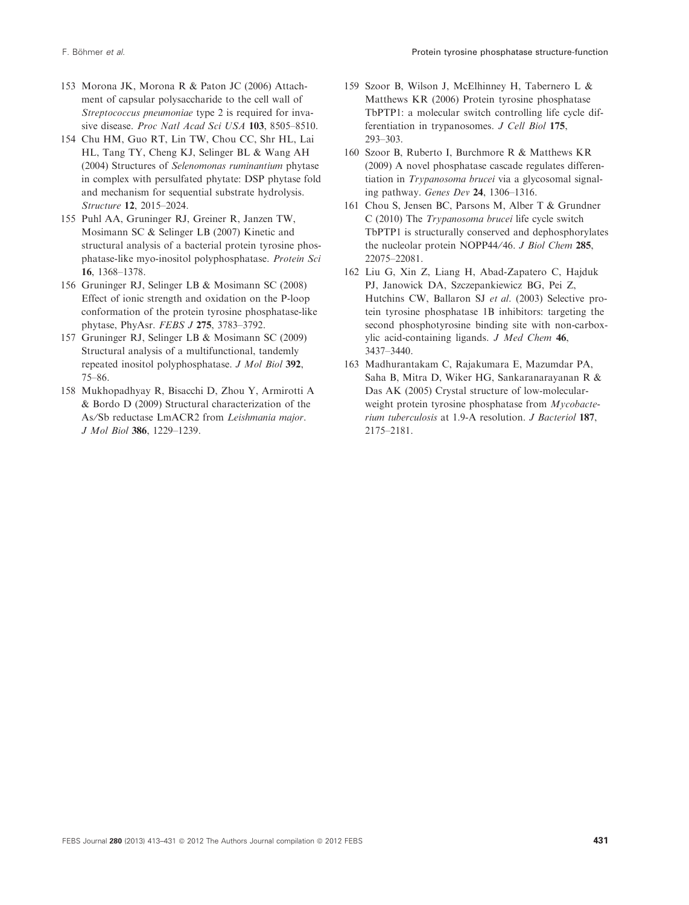153 Morona JK, Morona R & Paton JC (2006) Attachment of capsular polysaccharide to the cell wall of *Streptococcus pneumoniae* type 2 is required for invasive disease. *Proc Natl Acad Sci USA* **103**, 8505–8510.

154 Chu HM, Guo RT, Lin TW, Chou CC, Shr HL, Lai HL, Tang TY, Cheng KJ, Selinger BL & Wang AH (2004) Structures of *Selenomonas ruminantium* phytase in complex with persulfated phytate: DSP phytase fold and mechanism for sequential substrate hydrolysis. *Structure* **12**, 2015–2024.

155 Puhl AA, Gruninger RJ, Greiner R, Janzen TW, Mosimann SC & Selinger LB (2007) Kinetic and structural analysis of a bacterial protein tyrosine phosphatase-like myo-inositol polyphosphatase. *Protein Sci* **16**, 1368–1378.

156 Gruninger RJ, Selinger LB & Mosimann SC (2008) Effect of ionic strength and oxidation on the P-loop conformation of the protein tyrosine phosphatase-like phytase, PhyAsr. *FEBS J* **275**, 3783–3792.

157 Gruninger RJ, Selinger LB & Mosimann SC (2009) Structural analysis of a multifunctional, tandemly repeated inositol polyphosphatase. *J Mol Biol* **392**, 75–86.

158 Mukhopadhyay R, Bisacchi D, Zhou Y, Armirotti A & Bordo D (2009) Structural characterization of the As/Sb reductase LmACR2 from *Leishmania major*. *J Mol Biol* **386**, 1229–1239.

159 Szoor B, Wilson J, McElhinney H, Tabernero L & Matthews KR (2006) Protein tyrosine phosphatase TbPTP1: a molecular switch controlling life cycle differentiation in trypanosomes. *J Cell Biol* **175**, 293–303.

160 Szoor B, Ruberto I, Burchmore R & Matthews KR (2009) A novel phosphatase cascade regulates differentiation in *Trypanosoma brucei* via a glycosomal signaling pathway. *Genes Dev* **24**, 1306–1316.

161 Chou S, Jensen BC, Parsons M, Alber T & Grundner C (2010) The *Trypanosoma brucei* life cycle switch TbPTP1 is structurally conserved and dephosphorylates the nucleolar protein NOPP44/46. *J Biol Chem* **285**, 22075–22081.

162 Liu G, Xin Z, Liang H, Abad-Zapatero C, Hajduk PJ, Janowick DA, Szczepankiewicz BG, Pei Z, Hutchins CW, Ballaron SJ *et al.* (2003) Selective protein tyrosine phosphatase 1B inhibitors: targeting the second phosphotyrosine binding site with non-carboxylic acid-containing ligands. *J Med Chem* **46**, 3437–3440.

163 Madhurantakam C, Rajakumara E, Mazumdar PA, Saha B, Mitra D, Wiker HG, Sankaranarayanan R & Das AK (2005) Crystal structure of low-molecular-weight protein tyrosine phosphatase from *Mycobacterium tuberculosis* at 1.9-A resolution. *J Bacteriol* **187**, 2175–2181.